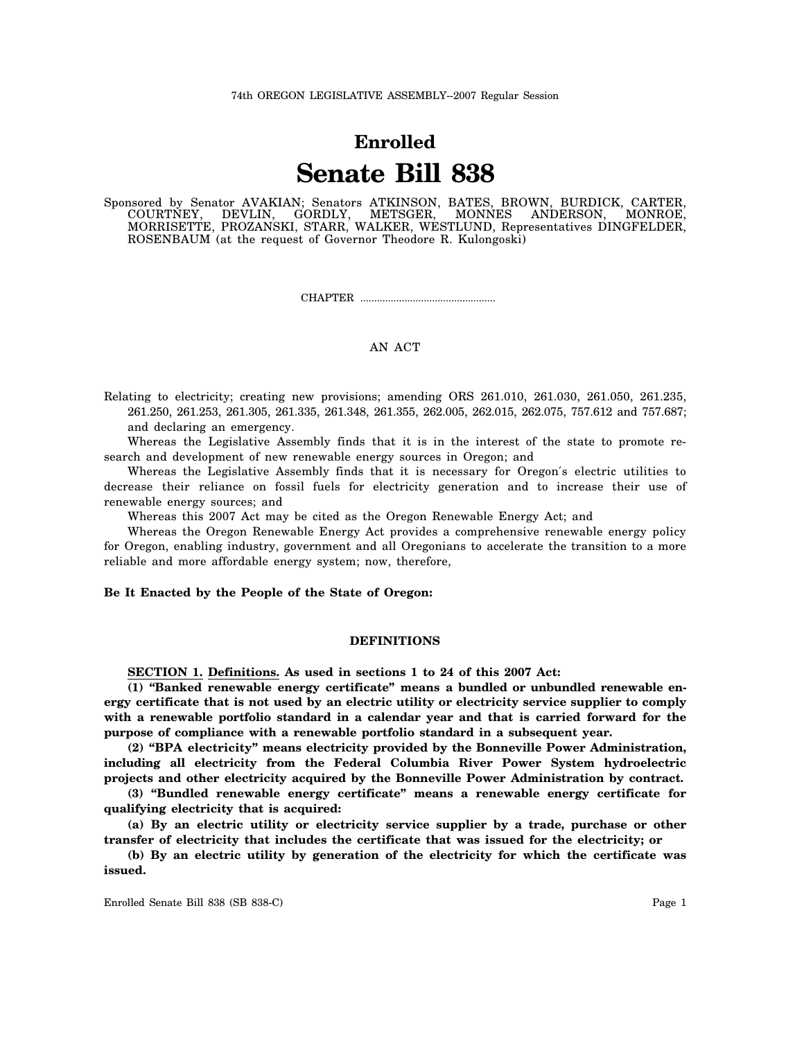74th OREGON LEGISLATIVE ASSEMBLY--2007 Regular Session

# Enrolled

# Senate Bill 838

Sponsored by Senator AVAKIAN; Senators ATKINSON, BATES, BROWN, BURDICK, CARTER, COURTNEY, DEVLIN, GORDLY, METSGER, MONNES ANDERSON, MONROE, MORRISETTE, PROZANSKI, STARR, WALKER, WESTLUND, Representatives DINGFELDER, ROSENBAUM (at the request of Governor Theodore R. Kulongoski)

CHAPTER .................................................

AN ACT

Relating to electricity; creating new provisions; amending ORS 261.010, 261.030, 261.050, 261.235, 261.250, 261.253, 261.305, 261.335, 261.348, 261.355, 262.005, 262.015, 262.075, 757.612 and 757.687; and declaring an emergency.

Whereas the Legislative Assembly finds that it is in the interest of the state to promote research and development of new renewable energy sources in Oregon; and

Whereas the Legislative Assembly finds that it is necessary for Oregon's electric utilities to decrease their reliance on fossil fuels for electricity generation and to increase their use of renewable energy sources; and

Whereas this 2007 Act may be cited as the Oregon Renewable Energy Act; and

Whereas the Oregon Renewable Energy Act provides a comprehensive renewable energy policy for Oregon, enabling industry, government and all Oregonians to accelerate the transition to a more reliable and more affordable energy system; now, therefore,

**Be It Enacted by the People of the State of Oregon:**

## DEFINITIONS

**SECTION 1. Definitions. As used in sections 1 to 24 of this 2007 Act:**

**(1) "Banked renewable energy certificate" means a bundled or unbundled renewable energy certificate that is not used by an electric utility or electricity service supplier to comply with a renewable portfolio standard in a calendar year and that is carried forward for the purpose of compliance with a renewable portfolio standard in a subsequent year.**

**(2) "BPA electricity" means electricity provided by the Bonneville Power Administration, including all electricity from the Federal Columbia River Power System hydroelectric projects and other electricity acquired by the Bonneville Power Administration by contract.**

**(3) "Bundled renewable energy certificate" means a renewable energy certificate for qualifying electricity that is acquired:**

**(a) By an electric utility or electricity service supplier by a trade, purchase or other transfer of electricity that includes the certificate that was issued for the electricity; or**

**(b) By an electric utility by generation of the electricity for which the certificate was issued.**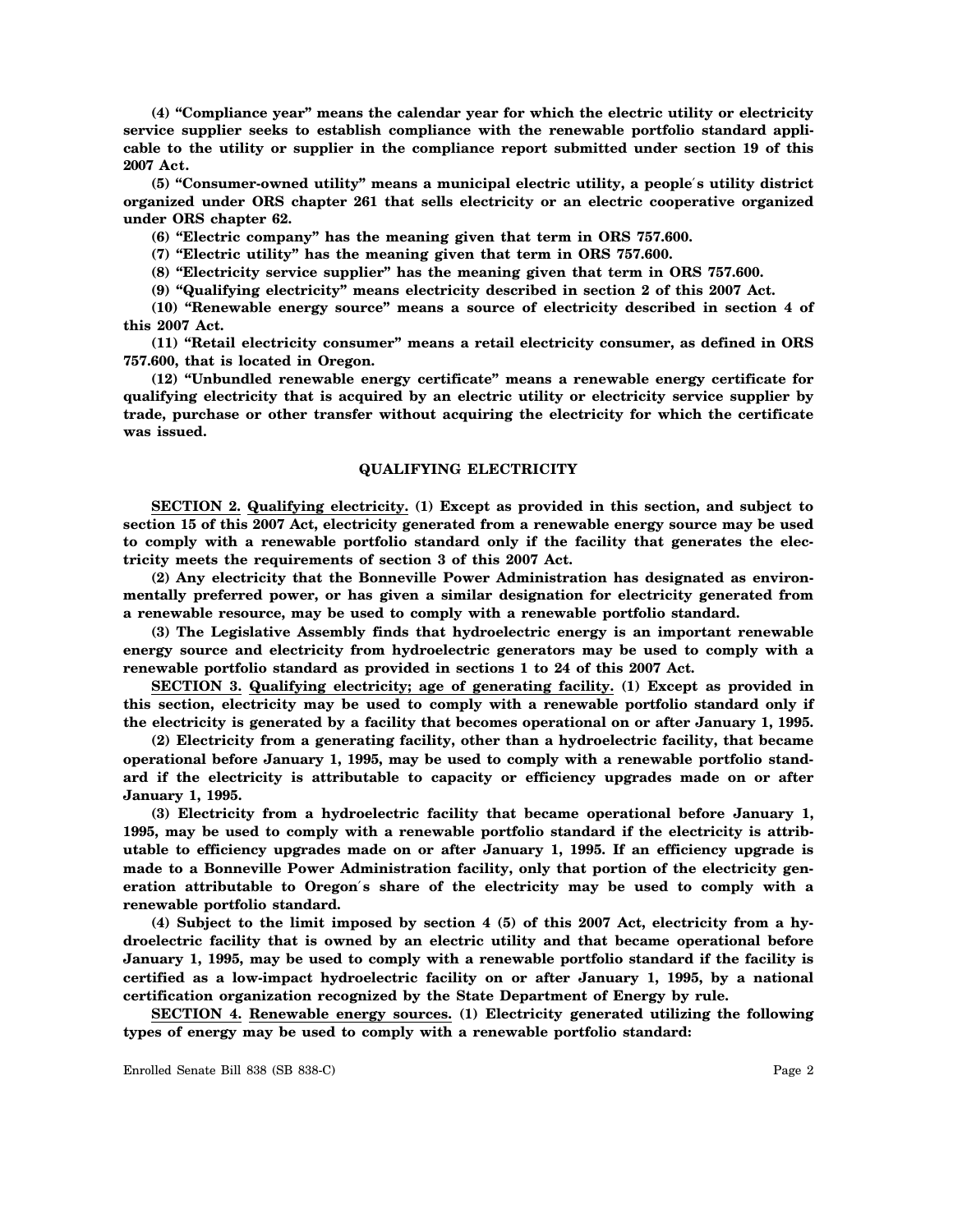**(4) "Compliance year" means the calendar year for which the electric utility or electricity service supplier seeks to establish compliance with the renewable portfolio standard applicable to the utility or supplier in the compliance report submitted under section 19 of this 2007 Act.**

**(5) "Consumer-owned utility" means a municipal electric utility, a people's utility district organized under ORS chapter 261 that sells electricity or an electric cooperative organized under ORS chapter 62.**

**(6) "Electric company" has the meaning given that term in ORS 757.600.**

**(7) "Electric utility" has the meaning given that term in ORS 757.600.**

**(8) "Electricity service supplier" has the meaning given that term in ORS 757.600.**

**(9) "Qualifying electricity" means electricity described in section 2 of this 2007 Act.**

**(10) "Renewable energy source" means a source of electricity described in section 4 of this 2007 Act.**

**(11) "Retail electricity consumer" means a retail electricity consumer, as defined in ORS 757.600, that is located in Oregon.**

**(12) "Unbundled renewable energy certificate" means a renewable energy certificate for qualifying electricity that is acquired by an electric utility or electricity service supplier by trade, purchase or other transfer without acquiring the electricity for which the certificate was issued.**

**QUALIFYING ELECTRICITY**

**SECTION 2. Qualifying electricity. (1) Except as provided in this section, and subject to section 15 of this 2007 Act, electricity generated from a renewable energy source may be used to comply with a renewable portfolio standard only if the facility that generates the electricity meets the requirements of section 3 of this 2007 Act.**

**(2) Any electricity that the Bonneville Power Administration has designated as environmentally preferred power, or has given a similar designation for electricity generated from a renewable resource, may be used to comply with a renewable portfolio standard.**

**(3) The Legislative Assembly finds that hydroelectric energy is an important renewable energy source and electricity from hydroelectric generators may be used to comply with a renewable portfolio standard as provided in sections 1 to 24 of this 2007 Act.**

**SECTION 3. Qualifying electricity; age of generating facility. (1) Except as provided in this section, electricity may be used to comply with a renewable portfolio standard only if the electricity is generated by a facility that becomes operational on or after January 1, 1995.**

**(2) Electricity from a generating facility, other than a hydroelectric facility, that became operational before January 1, 1995, may be used to comply with a renewable portfolio standard if the electricity is attributable to capacity or efficiency upgrades made on or after January 1, 1995.**

**(3) Electricity from a hydroelectric facility that became operational before January 1, 1995, may be used to comply with a renewable portfolio standard if the electricity is attributable to efficiency upgrades made on or after January 1, 1995. If an efficiency upgrade is made to a Bonneville Power Administration facility, only that portion of the electricity generation attributable to Oregon's share of the electricity may be used to comply with a renewable portfolio standard.**

**(4) Subject to the limit imposed by section 4 (5) of this 2007 Act, electricity from a hydroelectric facility that is owned by an electric utility and that became operational before January 1, 1995, may be used to comply with a renewable portfolio standard if the facility is certified as a low-impact hydroelectric facility on or after January 1, 1995, by a national certification organization recognized by the State Department of Energy by rule.**

**SECTION 4. Renewable energy sources. (1) Electricity generated utilizing the following types of energy may be used to comply with a renewable portfolio standard:**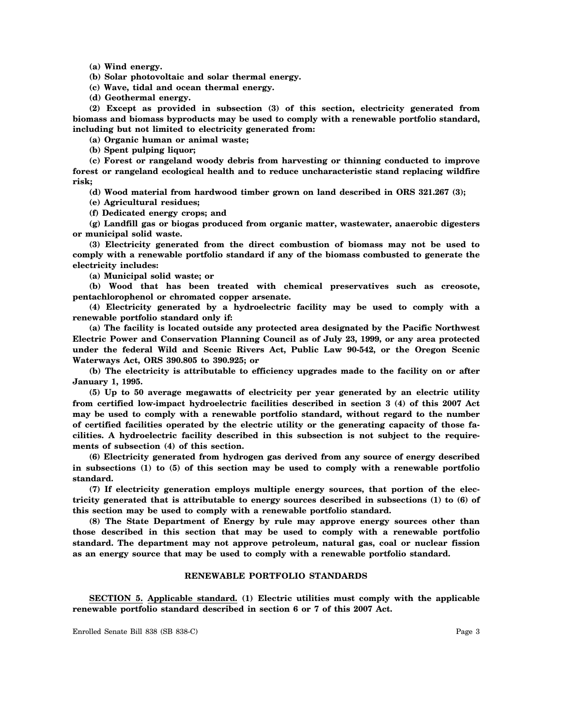**(a) Wind energy.**

**(b) Solar photovoltaic and solar thermal energy.**

**(c) Wave, tidal and ocean thermal energy.**

**(d) Geothermal energy.**

**(2) Except as provided in subsection (3) of this section, electricity generated from biomass and biomass byproducts may be used to comply with a renewable portfolio standard, including but not limited to electricity generated from:**

**(a) Organic human or animal waste;**

**(b) Spent pulping liquor;**

**(c) Forest or rangeland woody debris from harvesting or thinning conducted to improve forest or rangeland ecological health and to reduce uncharacteristic stand replacing wildfire risk;**

**(d) Wood material from hardwood timber grown on land described in ORS 321.267 (3);**

**(e) Agricultural residues;**

**(f) Dedicated energy crops; and**

**(g) Landfill gas or biogas produced from organic matter, wastewater, anaerobic digesters or municipal solid waste.**

**(3) Electricity generated from the direct combustion of biomass may not be used to comply with a renewable portfolio standard if any of the biomass combusted to generate the electricity includes:**

**(a) Municipal solid waste; or**

**(b) Wood that has been treated with chemical preservatives such as creosote, pentachlorophenol or chromated copper arsenate.**

**(4) Electricity generated by a hydroelectric facility may be used to comply with a renewable portfolio standard only if:**

**(a) The facility is located outside any protected area designated by the Pacific Northwest Electric Power and Conservation Planning Council as of July 23, 1999, or any area protected under the federal Wild and Scenic Rivers Act, Public Law 90-542, or the Oregon Scenic Waterways Act, ORS 390.805 to 390.925; or**

**(b) The electricity is attributable to efficiency upgrades made to the facility on or after January 1, 1995.**

**(5) Up to 50 average megawatts of electricity per year generated by an electric utility from certified low-impact hydroelectric facilities described in section 3 (4) of this 2007 Act may be used to comply with a renewable portfolio standard, without regard to the number of certified facilities operated by the electric utility or the generating capacity of those facilities. A hydroelectric facility described in this subsection is not subject to the requirements of subsection (4) of this section.**

**(6) Electricity generated from hydrogen gas derived from any source of energy described in subsections (1) to (5) of this section may be used to comply with a renewable portfolio standard.**

**(7) If electricity generation employs multiple energy sources, that portion of the electricity generated that is attributable to energy sources described in subsections (1) to (6) of this section may be used to comply with a renewable portfolio standard.**

**(8) The State Department of Energy by rule may approve energy sources other than those described in this section that may be used to comply with a renewable portfolio standard. The department may not approve petroleum, natural gas, coal or nuclear fission as an energy source that may be used to comply with a renewable portfolio standard.**

## RENEWABLE PORTFOLIO STANDARDS

**SECTION 5. Applicable standard. (1) Electric utilities must comply with the applicable renewable portfolio standard described in section 6 or 7 of this 2007 Act.**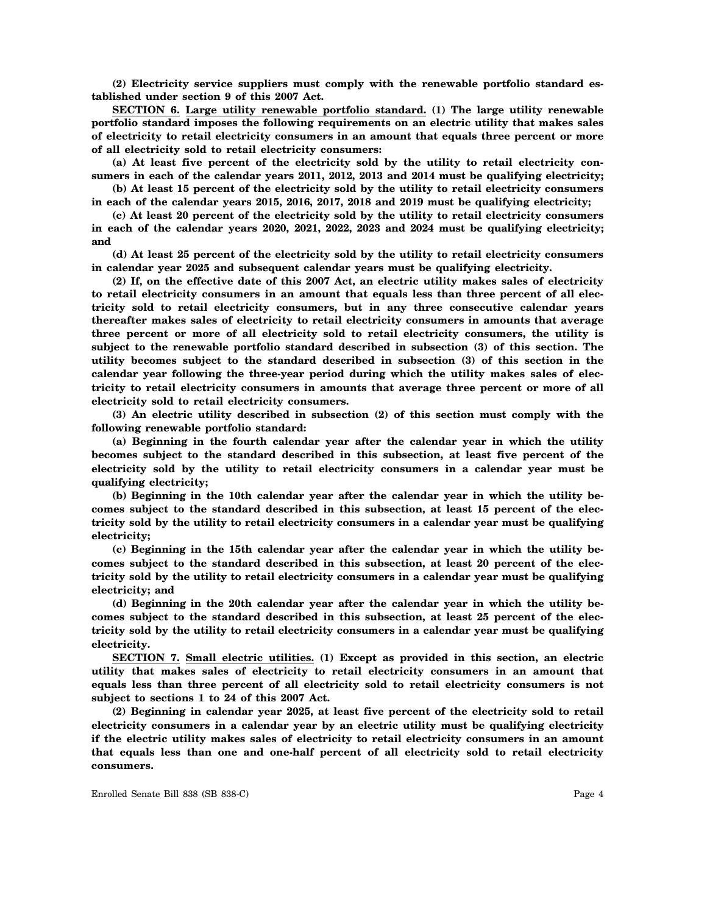**(2) Electricity service suppliers must comply with the renewable portfolio standard established under section 9 of this 2007 Act.**

**SECTION 6. Large utility renewable portfolio standard. (1) The large utility renewable portfolio standard imposes the following requirements on an electric utility that makes sales of electricity to retail electricity consumers in an amount that equals three percent or more of all electricity sold to retail electricity consumers:**

**(a) At least five percent of the electricity sold by the utility to retail electricity consumers in each of the calendar years 2011, 2012, 2013 and 2014 must be qualifying electricity;**

**(b) At least 15 percent of the electricity sold by the utility to retail electricity consumers in each of the calendar years 2015, 2016, 2017, 2018 and 2019 must be qualifying electricity;**

**(c) At least 20 percent of the electricity sold by the utility to retail electricity consumers in each of the calendar years 2020, 2021, 2022, 2023 and 2024 must be qualifying electricity; and**

**(d) At least 25 percent of the electricity sold by the utility to retail electricity consumers in calendar year 2025 and subsequent calendar years must be qualifying electricity.**

**(2) If, on the effective date of this 2007 Act, an electric utility makes sales of electricity to retail electricity consumers in an amount that equals less than three percent of all electricity sold to retail electricity consumers, but in any three consecutive calendar years thereafter makes sales of electricity to retail electricity consumers in amounts that average three percent or more of all electricity sold to retail electricity consumers, the utility is subject to the renewable portfolio standard described in subsection (3) of this section. The utility becomes subject to the standard described in subsection (3) of this section in the calendar year following the three-year period during which the utility makes sales of electricity to retail electricity consumers in amounts that average three percent or more of all electricity sold to retail electricity consumers.**

**(3) An electric utility described in subsection (2) of this section must comply with the following renewable portfolio standard:**

**(a) Beginning in the fourth calendar year after the calendar year in which the utility becomes subject to the standard described in this subsection, at least five percent of the electricity sold by the utility to retail electricity consumers in a calendar year must be qualifying electricity;**

**(b) Beginning in the 10th calendar year after the calendar year in which the utility becomes subject to the standard described in this subsection, at least 15 percent of the electricity sold by the utility to retail electricity consumers in a calendar year must be qualifying electricity;**

**(c) Beginning in the 15th calendar year after the calendar year in which the utility becomes subject to the standard described in this subsection, at least 20 percent of the electricity sold by the utility to retail electricity consumers in a calendar year must be qualifying electricity; and**

**(d) Beginning in the 20th calendar year after the calendar year in which the utility becomes subject to the standard described in this subsection, at least 25 percent of the electricity sold by the utility to retail electricity consumers in a calendar year must be qualifying electricity.**

**SECTION 7. Small electric utilities. (1) Except as provided in this section, an electric utility that makes sales of electricity to retail electricity consumers in an amount that equals less than three percent of all electricity sold to retail electricity consumers is not subject to sections 1 to 24 of this 2007 Act.**

**(2) Beginning in calendar year 2025, at least five percent of the electricity sold to retail electricity consumers in a calendar year by an electric utility must be qualifying electricity if the electric utility makes sales of electricity to retail electricity consumers in an amount that equals less than one and one-half percent of all electricity sold to retail electricity consumers.**

Enrolled Senate Bill 838 (SB 838-C)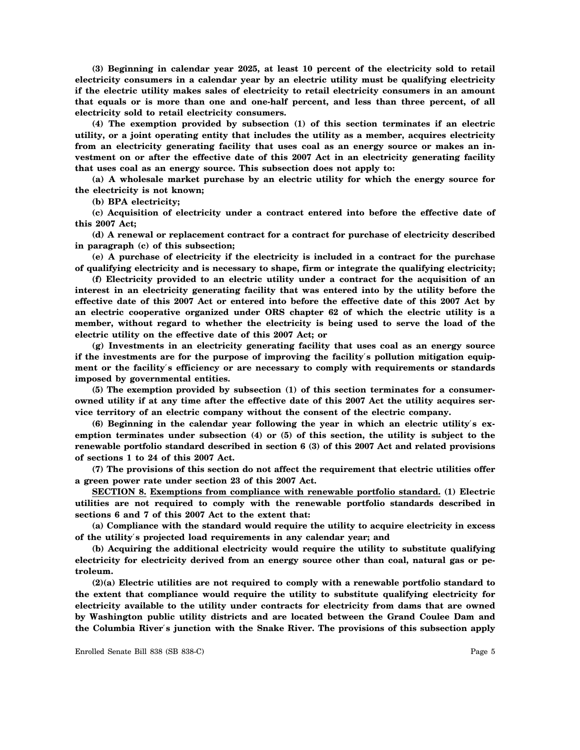**(3) Beginning in calendar year 2025, at least 10 percent of the electricity sold to retail electricity consumers in a calendar year by an electric utility must be qualifying electricity if the electric utility makes sales of electricity to retail electricity consumers in an amount that equals or is more than one and one-half percent, and less than three percent, of all electricity sold to retail electricity consumers.**

**(4) The exemption provided by subsection (1) of this section terminates if an electric utility, or a joint operating entity that includes the utility as a member, acquires electricity from an electricity generating facility that uses coal as an energy source or makes an investment on or after the effective date of this 2007 Act in an electricity generating facility that uses coal as an energy source. This subsection does not apply to:**

**(a) A wholesale market purchase by an electric utility for which the energy source for the electricity is not known;**

**(b) BPA electricity;**

**(c) Acquisition of electricity under a contract entered into before the effective date of this 2007 Act;**

**(d) A renewal or replacement contract for a contract for purchase of electricity described in paragraph (c) of this subsection;**

**(e) A purchase of electricity if the electricity is included in a contract for the purchase of qualifying electricity and is necessary to shape, firm or integrate the qualifying electricity;**

**(f) Electricity provided to an electric utility under a contract for the acquisition of an interest in an electricity generating facility that was entered into by the utility before the effective date of this 2007 Act or entered into before the effective date of this 2007 Act by an electric cooperative organized under ORS chapter 62 of which the electric utility is a member, without regard to whether the electricity is being used to serve the load of the electric utility on the effective date of this 2007 Act; or**

**(g) Investments in an electricity generating facility that uses coal as an energy source if the investments are for the purpose of improving the facility′s pollution mitigation equipment or the facility′s efficiency or are necessary to comply with requirements or standards imposed by governmental entities.**

**(5) The exemption provided by subsection (1) of this section terminates for a consumer-owned utility if at any time after the effective date of this 2007 Act the utility acquires service territory of an electric company without the consent of the electric company.**

**(6) Beginning in the calendar year following the year in which an electric utility′s exemption terminates under subsection (4) or (5) of this section, the utility is subject to the renewable portfolio standard described in section 6 (3) of this 2007 Act and related provisions of sections 1 to 24 of this 2007 Act.**

**(7) The provisions of this section do not affect the requirement that electric utilities offer a green power rate under section 23 of this 2007 Act.**

**SECTION 8. Exemptions from compliance with renewable portfolio standard. (1) Electric utilities are not required to comply with the renewable portfolio standards described in sections 6 and 7 of this 2007 Act to the extent that:**

**(a) Compliance with the standard would require the utility to acquire electricity in excess of the utility′s projected load requirements in any calendar year; and**

**(b) Acquiring the additional electricity would require the utility to substitute qualifying electricity for electricity derived from an energy source other than coal, natural gas or petroleum.**

**(2)(a) Electric utilities are not required to comply with a renewable portfolio standard to the extent that compliance would require the utility to substitute qualifying electricity for electricity available to the utility under contracts for electricity from dams that are owned by Washington public utility districts and are located between the Grand Coulee Dam and the Columbia River′s junction with the Snake River. The provisions of this subsection apply**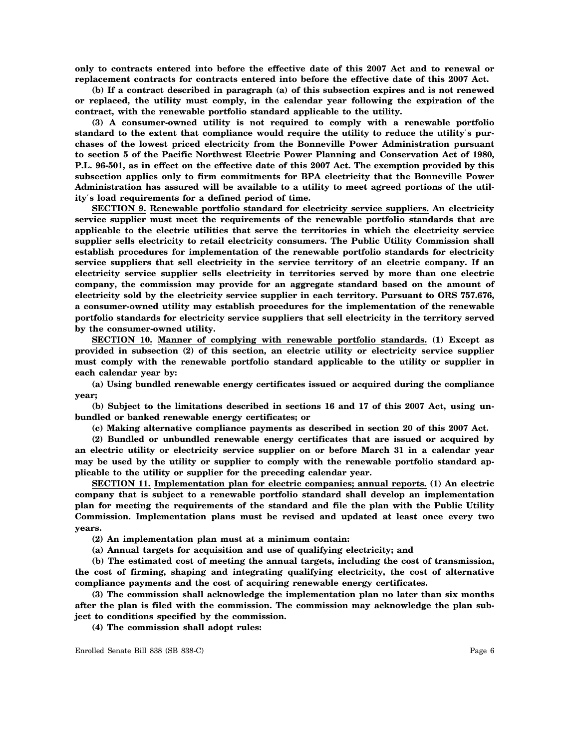**only to contracts entered into before the effective date of this 2007 Act and to renewal or replacement contracts for contracts entered into before the effective date of this 2007 Act.**

**(b) If a contract described in paragraph (a) of this subsection expires and is not renewed or replaced, the utility must comply, in the calendar year following the expiration of the contract, with the renewable portfolio standard applicable to the utility.**

**(3) A consumer-owned utility is not required to comply with a renewable portfolio standard to the extent that compliance would require the utility to reduce the utility′s purchases of the lowest priced electricity from the Bonneville Power Administration pursuant to section 5 of the Pacific Northwest Electric Power Planning and Conservation Act of 1980, P.L. 96-501, as in effect on the effective date of this 2007 Act. The exemption provided by this subsection applies only to firm commitments for BPA electricity that the Bonneville Power Administration has assured will be available to a utility to meet agreed portions of the utility′s load requirements for a defined period of time.**

**SECTION 9. Renewable portfolio standard for electricity service suppliers. An electricity service supplier must meet the requirements of the renewable portfolio standards that are applicable to the electric utilities that serve the territories in which the electricity service supplier sells electricity to retail electricity consumers. The Public Utility Commission shall establish procedures for implementation of the renewable portfolio standards for electricity service suppliers that sell electricity in the service territory of an electric company. If an electricity service supplier sells electricity in territories served by more than one electric company, the commission may provide for an aggregate standard based on the amount of electricity sold by the electricity service supplier in each territory. Pursuant to ORS 757.676, a consumer-owned utility may establish procedures for the implementation of the renewable portfolio standards for electricity service suppliers that sell electricity in the territory served by the consumer-owned utility.**

**SECTION 10. Manner of complying with renewable portfolio standards. (1) Except as provided in subsection (2) of this section, an electric utility or electricity service supplier must comply with the renewable portfolio standard applicable to the utility or supplier in each calendar year by:**

**(a) Using bundled renewable energy certificates issued or acquired during the compliance year;**

**(b) Subject to the limitations described in sections 16 and 17 of this 2007 Act, using unbundled or banked renewable energy certificates; or**

**(c) Making alternative compliance payments as described in section 20 of this 2007 Act.**

**(2) Bundled or unbundled renewable energy certificates that are issued or acquired by an electric utility or electricity service supplier on or before March 31 in a calendar year may be used by the utility or supplier to comply with the renewable portfolio standard applicable to the utility or supplier for the preceding calendar year.**

**SECTION 11. Implementation plan for electric companies; annual reports. (1) An electric company that is subject to a renewable portfolio standard shall develop an implementation plan for meeting the requirements of the standard and file the plan with the Public Utility Commission. Implementation plans must be revised and updated at least once every two years.**

**(2) An implementation plan must at a minimum contain:**

**(a) Annual targets for acquisition and use of qualifying electricity; and**

**(b) The estimated cost of meeting the annual targets, including the cost of transmission, the cost of firming, shaping and integrating qualifying electricity, the cost of alternative compliance payments and the cost of acquiring renewable energy certificates.**

**(3) The commission shall acknowledge the implementation plan no later than six months after the plan is filed with the commission. The commission may acknowledge the plan subject to conditions specified by the commission.**

**(4) The commission shall adopt rules:**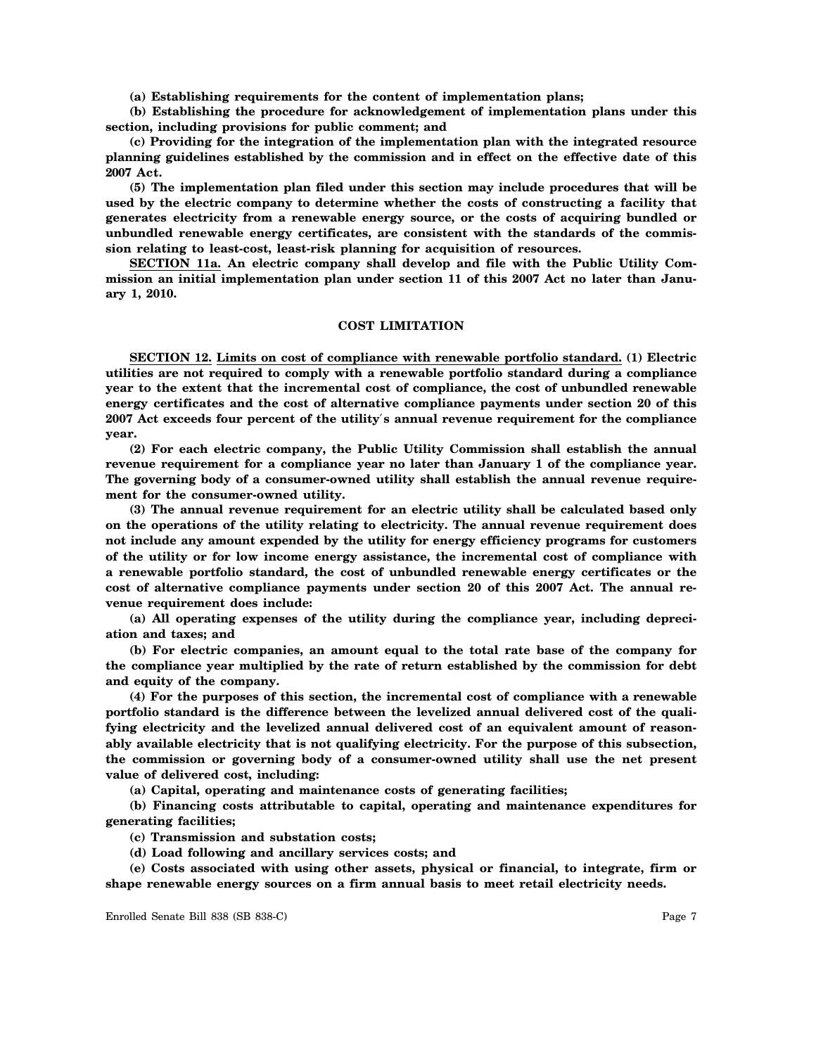**(a) Establishing requirements for the content of implementation plans;**

**(b) Establishing the procedure for acknowledgement of implementation plans under this section, including provisions for public comment; and**

**(c) Providing for the integration of the implementation plan with the integrated resource planning guidelines established by the commission and in effect on the effective date of this 2007 Act.**

**(5) The implementation plan filed under this section may include procedures that will be used by the electric company to determine whether the costs of constructing a facility that generates electricity from a renewable energy source, or the costs of acquiring bundled or unbundled renewable energy certificates, are consistent with the standards of the commission relating to least-cost, least-risk planning for acquisition of resources.**

**SECTION 11a. An electric company shall develop and file with the Public Utility Commission an initial implementation plan under section 11 of this 2007 Act no later than January 1, 2010.**

## COST LIMITATION

**SECTION 12. Limits on cost of compliance with renewable portfolio standard. (1) Electric utilities are not required to comply with a renewable portfolio standard during a compliance year to the extent that the incremental cost of compliance, the cost of unbundled renewable energy certificates and the cost of alternative compliance payments under section 20 of this 2007 Act exceeds four percent of the utility′s annual revenue requirement for the compliance year.**

**(2) For each electric company, the Public Utility Commission shall establish the annual revenue requirement for a compliance year no later than January 1 of the compliance year. The governing body of a consumer-owned utility shall establish the annual revenue requirement for the consumer-owned utility.**

**(3) The annual revenue requirement for an electric utility shall be calculated based only on the operations of the utility relating to electricity. The annual revenue requirement does not include any amount expended by the utility for energy efficiency programs for customers of the utility or for low income energy assistance, the incremental cost of compliance with a renewable portfolio standard, the cost of unbundled renewable energy certificates or the cost of alternative compliance payments under section 20 of this 2007 Act. The annual revenue requirement does include:**

**(a) All operating expenses of the utility during the compliance year, including depreciation and taxes; and**

**(b) For electric companies, an amount equal to the total rate base of the company for the compliance year multiplied by the rate of return established by the commission for debt and equity of the company.**

**(4) For the purposes of this section, the incremental cost of compliance with a renewable portfolio standard is the difference between the levelized annual delivered cost of the qualifying electricity and the levelized annual delivered cost of an equivalent amount of reasonably available electricity that is not qualifying electricity. For the purpose of this subsection, the commission or governing body of a consumer-owned utility shall use the net present value of delivered cost, including:**

**(a) Capital, operating and maintenance costs of generating facilities;**

**(b) Financing costs attributable to capital, operating and maintenance expenditures for generating facilities;**

**(c) Transmission and substation costs;**

**(d) Load following and ancillary services costs; and**

**(e) Costs associated with using other assets, physical or financial, to integrate, firm or shape renewable energy sources on a firm annual basis to meet retail electricity needs.**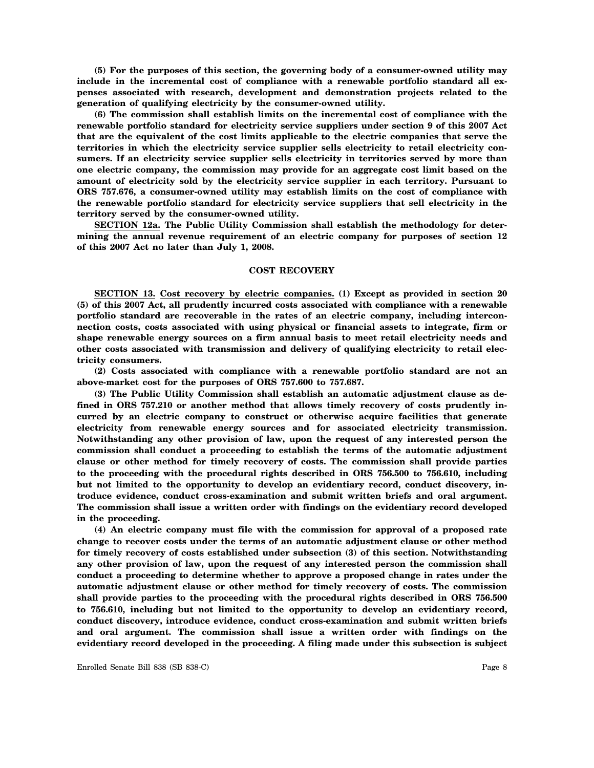**(5) For the purposes of this section, the governing body of a consumer-owned utility may include in the incremental cost of compliance with a renewable portfolio standard all expenses associated with research, development and demonstration projects related to the generation of qualifying electricity by the consumer-owned utility.**

**(6) The commission shall establish limits on the incremental cost of compliance with the renewable portfolio standard for electricity service suppliers under section 9 of this 2007 Act that are the equivalent of the cost limits applicable to the electric companies that serve the territories in which the electricity service supplier sells electricity to retail electricity consumers. If an electricity service supplier sells electricity in territories served by more than one electric company, the commission may provide for an aggregate cost limit based on the amount of electricity sold by the electricity service supplier in each territory. Pursuant to ORS 757.676, a consumer-owned utility may establish limits on the cost of compliance with the renewable portfolio standard for electricity service suppliers that sell electricity in the territory served by the consumer-owned utility.**

**SECTION 12a. The Public Utility Commission shall establish the methodology for determining the annual revenue requirement of an electric company for purposes of section 12 of this 2007 Act no later than July 1, 2008.**

**COST RECOVERY**

**SECTION 13. Cost recovery by electric companies. (1) Except as provided in section 20 (5) of this 2007 Act, all prudently incurred costs associated with compliance with a renewable portfolio standard are recoverable in the rates of an electric company, including interconnection costs, costs associated with using physical or financial assets to integrate, firm or shape renewable energy sources on a firm annual basis to meet retail electricity needs and other costs associated with transmission and delivery of qualifying electricity to retail electricity consumers.**

**(2) Costs associated with compliance with a renewable portfolio standard are not an above-market cost for the purposes of ORS 757.600 to 757.687.**

**(3) The Public Utility Commission shall establish an automatic adjustment clause as defined in ORS 757.210 or another method that allows timely recovery of costs prudently incurred by an electric company to construct or otherwise acquire facilities that generate electricity from renewable energy sources and for associated electricity transmission. Notwithstanding any other provision of law, upon the request of any interested person the commission shall conduct a proceeding to establish the terms of the automatic adjustment clause or other method for timely recovery of costs. The commission shall provide parties to the proceeding with the procedural rights described in ORS 756.500 to 756.610, including but not limited to the opportunity to develop an evidentiary record, conduct discovery, introduce evidence, conduct cross-examination and submit written briefs and oral argument. The commission shall issue a written order with findings on the evidentiary record developed in the proceeding.**

**(4) An electric company must file with the commission for approval of a proposed rate change to recover costs under the terms of an automatic adjustment clause or other method for timely recovery of costs established under subsection (3) of this section. Notwithstanding any other provision of law, upon the request of any interested person the commission shall conduct a proceeding to determine whether to approve a proposed change in rates under the automatic adjustment clause or other method for timely recovery of costs. The commission shall provide parties to the proceeding with the procedural rights described in ORS 756.500 to 756.610, including but not limited to the opportunity to develop an evidentiary record, conduct discovery, introduce evidence, conduct cross-examination and submit written briefs and oral argument. The commission shall issue a written order with findings on the evidentiary record developed in the proceeding. A filing made under this subsection is subject**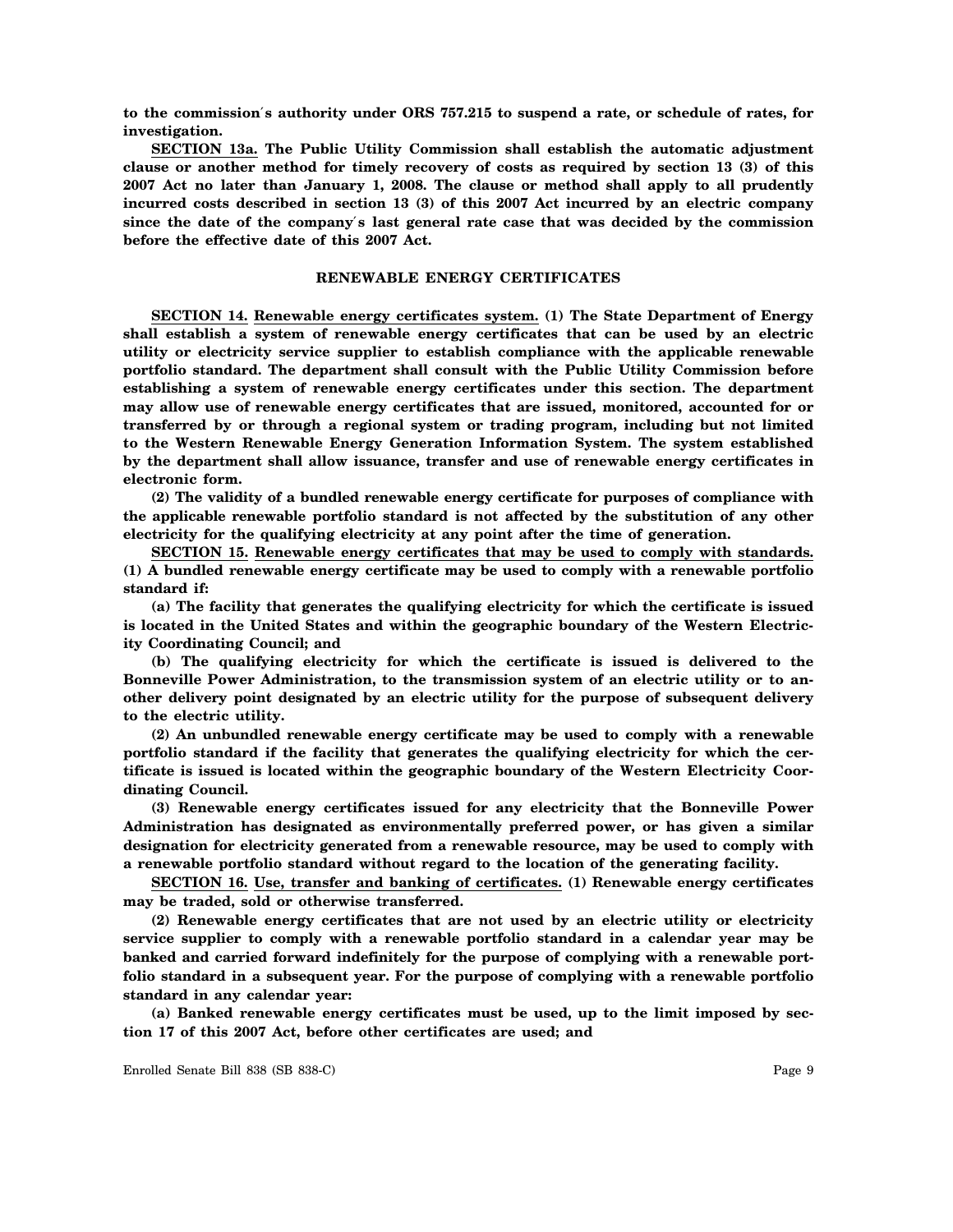**to the commission's authority under ORS 757.215 to suspend a rate, or schedule of rates, for investigation.**

**SECTION 13a. The Public Utility Commission shall establish the automatic adjustment clause or another method for timely recovery of costs as required by section 13 (3) of this 2007 Act no later than January 1, 2008. The clause or method shall apply to all prudently incurred costs described in section 13 (3) of this 2007 Act incurred by an electric company since the date of the company's last general rate case that was decided by the commission before the effective date of this 2007 Act.**

## RENEWABLE ENERGY CERTIFICATES

**SECTION 14. Renewable energy certificates system. (1) The State Department of Energy shall establish a system of renewable energy certificates that can be used by an electric utility or electricity service supplier to establish compliance with the applicable renewable portfolio standard. The department shall consult with the Public Utility Commission before establishing a system of renewable energy certificates under this section. The department may allow use of renewable energy certificates that are issued, monitored, accounted for or transferred by or through a regional system or trading program, including but not limited to the Western Renewable Energy Generation Information System. The system established by the department shall allow issuance, transfer and use of renewable energy certificates in electronic form.**

**(2) The validity of a bundled renewable energy certificate for purposes of compliance with the applicable renewable portfolio standard is not affected by the substitution of any other electricity for the qualifying electricity at any point after the time of generation.**

**SECTION 15. Renewable energy certificates that may be used to comply with standards. (1) A bundled renewable energy certificate may be used to comply with a renewable portfolio standard if:**

**(a) The facility that generates the qualifying electricity for which the certificate is issued is located in the United States and within the geographic boundary of the Western Electricity Coordinating Council; and**

**(b) The qualifying electricity for which the certificate is issued is delivered to the Bonneville Power Administration, to the transmission system of an electric utility or to another delivery point designated by an electric utility for the purpose of subsequent delivery to the electric utility.**

**(2) An unbundled renewable energy certificate may be used to comply with a renewable portfolio standard if the facility that generates the qualifying electricity for which the certificate is issued is located within the geographic boundary of the Western Electricity Coordinating Council.**

**(3) Renewable energy certificates issued for any electricity that the Bonneville Power Administration has designated as environmentally preferred power, or has given a similar designation for electricity generated from a renewable resource, may be used to comply with a renewable portfolio standard without regard to the location of the generating facility.**

**SECTION 16. Use, transfer and banking of certificates. (1) Renewable energy certificates may be traded, sold or otherwise transferred.**

**(2) Renewable energy certificates that are not used by an electric utility or electricity service supplier to comply with a renewable portfolio standard in a calendar year may be banked and carried forward indefinitely for the purpose of complying with a renewable portfolio standard in a subsequent year. For the purpose of complying with a renewable portfolio standard in any calendar year:**

**(a) Banked renewable energy certificates must be used, up to the limit imposed by section 17 of this 2007 Act, before other certificates are used; and**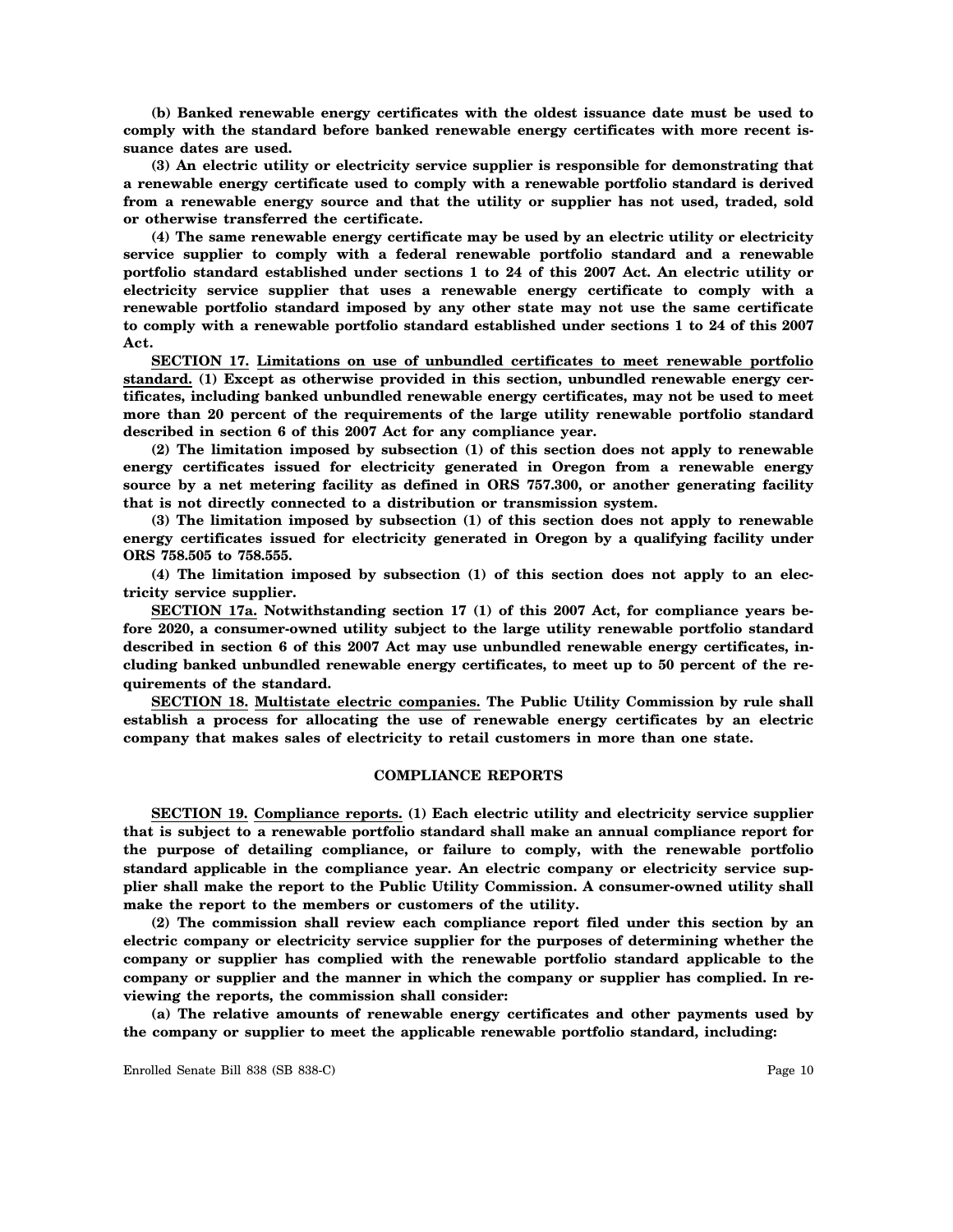**(b) Banked renewable energy certificates with the oldest issuance date must be used to comply with the standard before banked renewable energy certificates with more recent issuance dates are used.**

**(3) An electric utility or electricity service supplier is responsible for demonstrating that a renewable energy certificate used to comply with a renewable portfolio standard is derived from a renewable energy source and that the utility or supplier has not used, traded, sold or otherwise transferred the certificate.**

**(4) The same renewable energy certificate may be used by an electric utility or electricity service supplier to comply with a federal renewable portfolio standard and a renewable portfolio standard established under sections 1 to 24 of this 2007 Act. An electric utility or electricity service supplier that uses a renewable energy certificate to comply with a renewable portfolio standard imposed by any other state may not use the same certificate to comply with a renewable portfolio standard established under sections 1 to 24 of this 2007 Act.**

**SECTION 17. Limitations on use of unbundled certificates to meet renewable portfolio standard. (1) Except as otherwise provided in this section, unbundled renewable energy certificates, including banked unbundled renewable energy certificates, may not be used to meet more than 20 percent of the requirements of the large utility renewable portfolio standard described in section 6 of this 2007 Act for any compliance year.**

**(2) The limitation imposed by subsection (1) of this section does not apply to renewable energy certificates issued for electricity generated in Oregon from a renewable energy source by a net metering facility as defined in ORS 757.300, or another generating facility that is not directly connected to a distribution or transmission system.**

**(3) The limitation imposed by subsection (1) of this section does not apply to renewable energy certificates issued for electricity generated in Oregon by a qualifying facility under ORS 758.505 to 758.555.**

**(4) The limitation imposed by subsection (1) of this section does not apply to an electricity service supplier.**

**SECTION 17a. Notwithstanding section 17 (1) of this 2007 Act, for compliance years before 2020, a consumer-owned utility subject to the large utility renewable portfolio standard described in section 6 of this 2007 Act may use unbundled renewable energy certificates, including banked unbundled renewable energy certificates, to meet up to 50 percent of the requirements of the standard.**

**SECTION 18. Multistate electric companies. The Public Utility Commission by rule shall establish a process for allocating the use of renewable energy certificates by an electric company that makes sales of electricity to retail customers in more than one state.**

## COMPLIANCE REPORTS

**SECTION 19. Compliance reports. (1) Each electric utility and electricity service supplier that is subject to a renewable portfolio standard shall make an annual compliance report for the purpose of detailing compliance, or failure to comply, with the renewable portfolio standard applicable in the compliance year. An electric company or electricity service supplier shall make the report to the Public Utility Commission. A consumer-owned utility shall make the report to the members or customers of the utility.**

**(2) The commission shall review each compliance report filed under this section by an electric company or electricity service supplier for the purposes of determining whether the company or supplier has complied with the renewable portfolio standard applicable to the company or supplier and the manner in which the company or supplier has complied. In reviewing the reports, the commission shall consider:**

**(a) The relative amounts of renewable energy certificates and other payments used by the company or supplier to meet the applicable renewable portfolio standard, including:**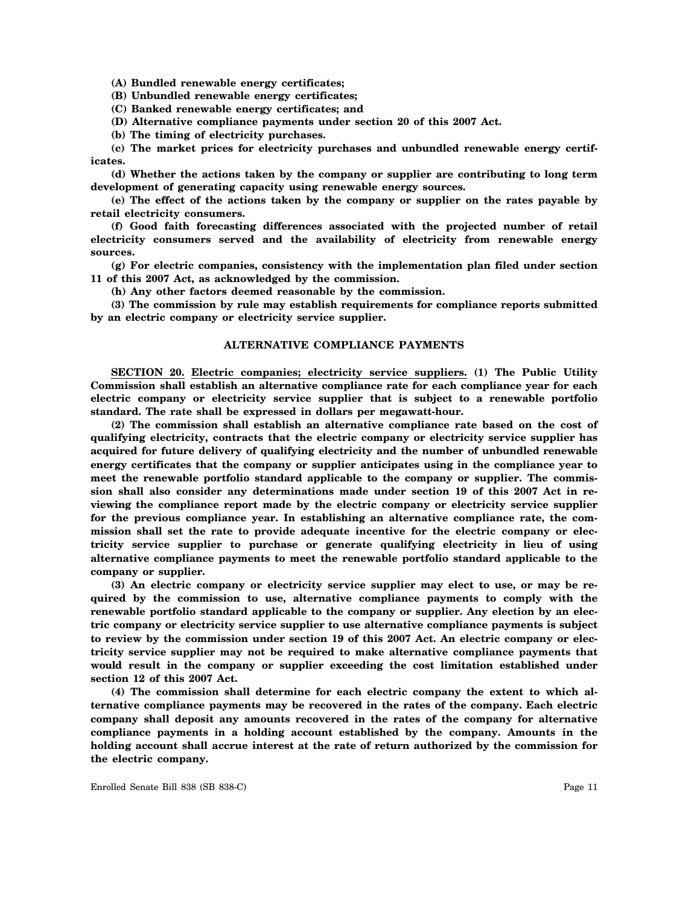**(A) Bundled renewable energy certificates;**

**(B) Unbundled renewable energy certificates;**

**(C) Banked renewable energy certificates; and**

**(D) Alternative compliance payments under section 20 of this 2007 Act.**

**(b) The timing of electricity purchases.**

**(c) The market prices for electricity purchases and unbundled renewable energy certificates.**

**(d) Whether the actions taken by the company or supplier are contributing to long term development of generating capacity using renewable energy sources.**

**(e) The effect of the actions taken by the company or supplier on the rates payable by retail electricity consumers.**

**(f) Good faith forecasting differences associated with the projected number of retail electricity consumers served and the availability of electricity from renewable energy sources.**

**(g) For electric companies, consistency with the implementation plan filed under section 11 of this 2007 Act, as acknowledged by the commission.**

**(h) Any other factors deemed reasonable by the commission.**

**(3) The commission by rule may establish requirements for compliance reports submitted by an electric company or electricity service supplier.**

## ALTERNATIVE COMPLIANCE PAYMENTS

**SECTION 20. Electric companies; electricity service suppliers. (1) The Public Utility Commission shall establish an alternative compliance rate for each compliance year for each electric company or electricity service supplier that is subject to a renewable portfolio standard. The rate shall be expressed in dollars per megawatt-hour.**

**(2) The commission shall establish an alternative compliance rate based on the cost of qualifying electricity, contracts that the electric company or electricity service supplier has acquired for future delivery of qualifying electricity and the number of unbundled renewable energy certificates that the company or supplier anticipates using in the compliance year to meet the renewable portfolio standard applicable to the company or supplier. The commission shall also consider any determinations made under section 19 of this 2007 Act in reviewing the compliance report made by the electric company or electricity service supplier for the previous compliance year. In establishing an alternative compliance rate, the commission shall set the rate to provide adequate incentive for the electric company or electricity service supplier to purchase or generate qualifying electricity in lieu of using alternative compliance payments to meet the renewable portfolio standard applicable to the company or supplier.**

**(3) An electric company or electricity service supplier may elect to use, or may be required by the commission to use, alternative compliance payments to comply with the renewable portfolio standard applicable to the company or supplier. Any election by an electric company or electricity service supplier to use alternative compliance payments is subject to review by the commission under section 19 of this 2007 Act. An electric company or electricity service supplier may not be required to make alternative compliance payments that would result in the company or supplier exceeding the cost limitation established under section 12 of this 2007 Act.**

**(4) The commission shall determine for each electric company the extent to which alternative compliance payments may be recovered in the rates of the company. Each electric company shall deposit any amounts recovered in the rates of the company for alternative compliance payments in a holding account established by the company. Amounts in the holding account shall accrue interest at the rate of return authorized by the commission for the electric company.**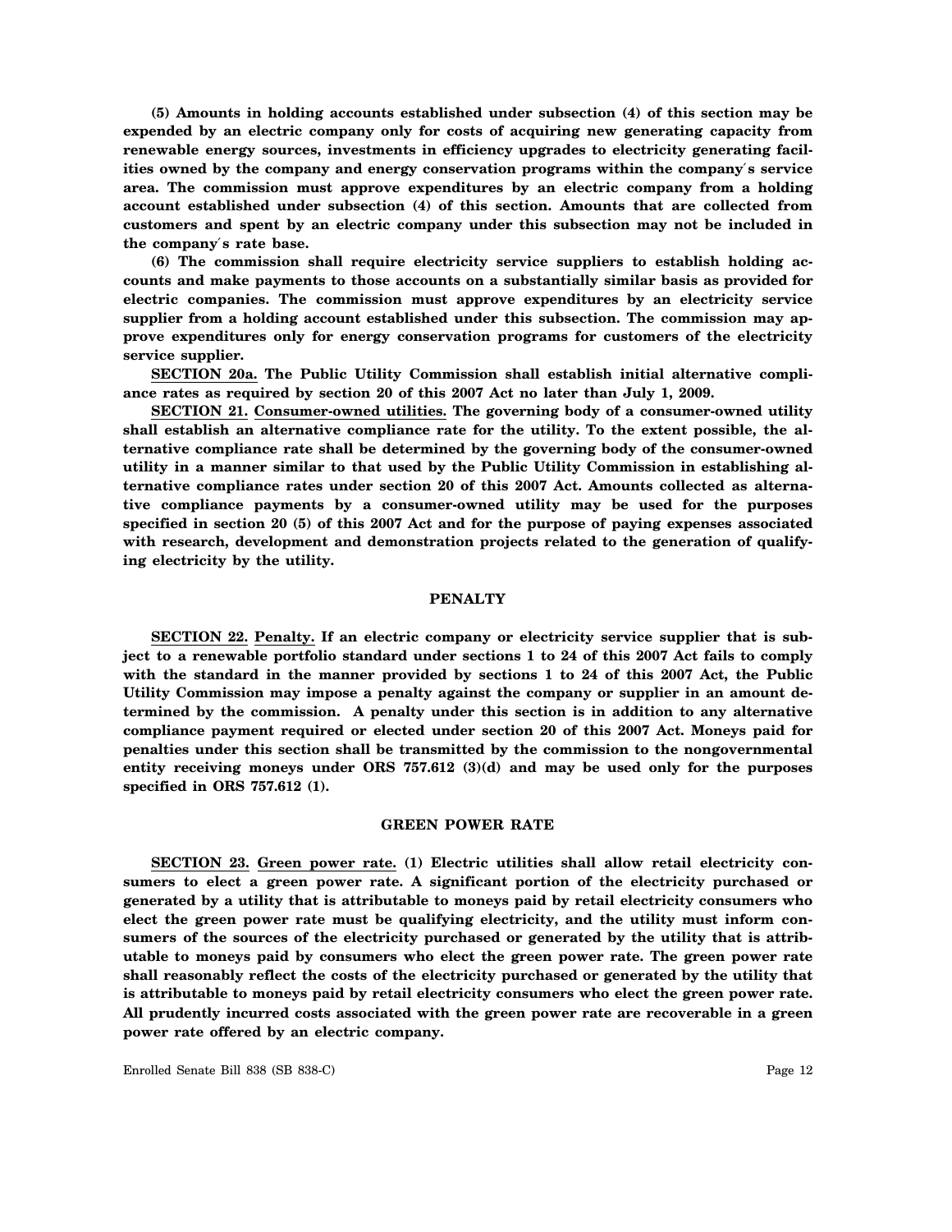**(5) Amounts in holding accounts established under subsection (4) of this section may be expended by an electric company only for costs of acquiring new generating capacity from renewable energy sources, investments in efficiency upgrades to electricity generating facilities owned by the company and energy conservation programs within the company′s service area. The commission must approve expenditures by an electric company from a holding account established under subsection (4) of this section. Amounts that are collected from customers and spent by an electric company under this subsection may not be included in the company′s rate base.**

**(6) The commission shall require electricity service suppliers to establish holding accounts and make payments to those accounts on a substantially similar basis as provided for electric companies. The commission must approve expenditures by an electricity service supplier from a holding account established under this subsection. The commission may approve expenditures only for energy conservation programs for customers of the electricity service supplier.**

**SECTION 20a. The Public Utility Commission shall establish initial alternative compliance rates as required by section 20 of this 2007 Act no later than July 1, 2009.**

**SECTION 21. Consumer-owned utilities. The governing body of a consumer-owned utility shall establish an alternative compliance rate for the utility. To the extent possible, the alternative compliance rate shall be determined by the governing body of the consumer-owned utility in a manner similar to that used by the Public Utility Commission in establishing alternative compliance rates under section 20 of this 2007 Act. Amounts collected as alternative compliance payments by a consumer-owned utility may be used for the purposes specified in section 20 (5) of this 2007 Act and for the purpose of paying expenses associated with research, development and demonstration projects related to the generation of qualifying electricity by the utility.**

## PENALTY

**SECTION 22. Penalty. If an electric company or electricity service supplier that is subject to a renewable portfolio standard under sections 1 to 24 of this 2007 Act fails to comply with the standard in the manner provided by sections 1 to 24 of this 2007 Act, the Public Utility Commission may impose a penalty against the company or supplier in an amount determined by the commission. A penalty under this section is in addition to any alternative compliance payment required or elected under section 20 of this 2007 Act. Moneys paid for penalties under this section shall be transmitted by the commission to the nongovernmental entity receiving moneys under ORS 757.612 (3)(d) and may be used only for the purposes specified in ORS 757.612 (1).**

## GREEN POWER RATE

**SECTION 23. Green power rate. (1) Electric utilities shall allow retail electricity consumers to elect a green power rate. A significant portion of the electricity purchased or generated by a utility that is attributable to moneys paid by retail electricity consumers who elect the green power rate must be qualifying electricity, and the utility must inform consumers of the sources of the electricity purchased or generated by the utility that is attributable to moneys paid by consumers who elect the green power rate. The green power rate shall reasonably reflect the costs of the electricity purchased or generated by the utility that is attributable to moneys paid by retail electricity consumers who elect the green power rate. All prudently incurred costs associated with the green power rate are recoverable in a green power rate offered by an electric company.**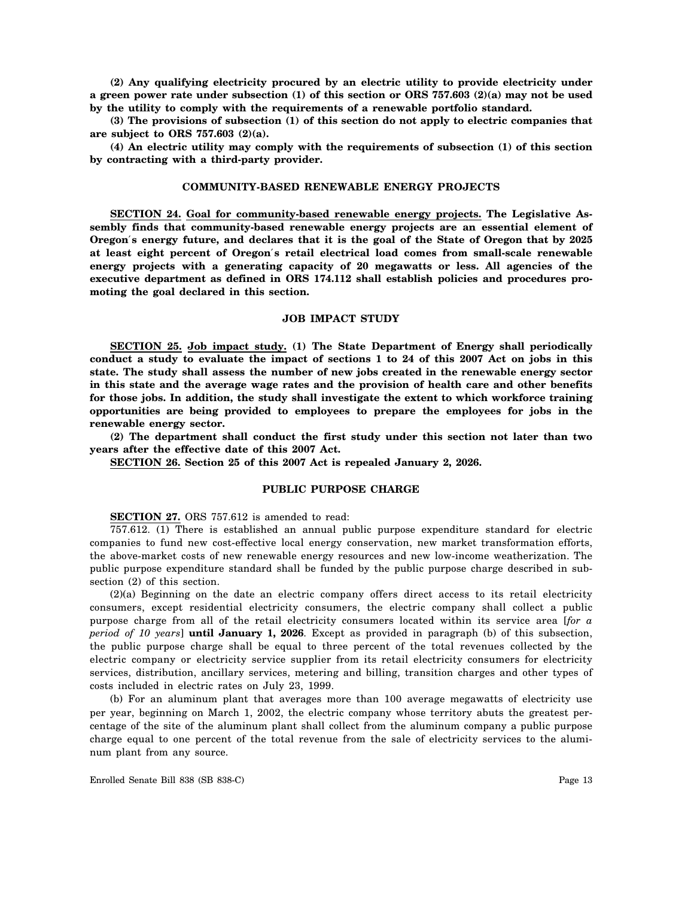**(2) Any qualifying electricity procured by an electric utility to provide electricity under a green power rate under subsection (1) of this section or ORS 757.603 (2)(a) may not be used by the utility to comply with the requirements of a renewable portfolio standard.**

**(3) The provisions of subsection (1) of this section do not apply to electric companies that are subject to ORS 757.603 (2)(a).**

**(4) An electric utility may comply with the requirements of subsection (1) of this section by contracting with a third-party provider.**

**COMMUNITY-BASED RENEWABLE ENERGY PROJECTS**

**SECTION 24. Goal for community-based renewable energy projects. The Legislative Assembly finds that community-based renewable energy projects are an essential element of Oregon′s energy future, and declares that it is the goal of the State of Oregon that by 2025 at least eight percent of Oregon′s retail electrical load comes from small-scale renewable energy projects with a generating capacity of 20 megawatts or less. All agencies of the executive department as defined in ORS 174.112 shall establish policies and procedures promoting the goal declared in this section.**

**JOB IMPACT STUDY**

**SECTION 25. Job impact study. (1) The State Department of Energy shall periodically conduct a study to evaluate the impact of sections 1 to 24 of this 2007 Act on jobs in this state. The study shall assess the number of new jobs created in the renewable energy sector in this state and the average wage rates and the provision of health care and other benefits for those jobs. In addition, the study shall investigate the extent to which workforce training opportunities are being provided to employees to prepare the employees for jobs in the renewable energy sector.**

**(2) The department shall conduct the first study under this section not later than two years after the effective date of this 2007 Act.**

**SECTION 26. Section 25 of this 2007 Act is repealed January 2, 2026.**

**PUBLIC PURPOSE CHARGE**

**SECTION 27.** ORS 757.612 is amended to read:

757.612. (1) There is established an annual public purpose expenditure standard for electric companies to fund new cost-effective local energy conservation, new market transformation efforts, the above-market costs of new renewable energy resources and new low-income weatherization. The public purpose expenditure standard shall be funded by the public purpose charge described in subsection (2) of this section.

(2)(a) Beginning on the date an electric company offers direct access to its retail electricity consumers, except residential electricity consumers, the electric company shall collect a public purpose charge from all of the retail electricity consumers located within its service area [*for a period of 10 years*] **until January 1, 2026**. Except as provided in paragraph (b) of this subsection, the public purpose charge shall be equal to three percent of the total revenues collected by the electric company or electricity service supplier from its retail electricity consumers for electricity services, distribution, ancillary services, metering and billing, transition charges and other types of costs included in electric rates on July 23, 1999.

(b) For an aluminum plant that averages more than 100 average megawatts of electricity use per year, beginning on March 1, 2002, the electric company whose territory abuts the greatest percentage of the site of the aluminum plant shall collect from the aluminum company a public purpose charge equal to one percent of the total revenue from the sale of electricity services to the aluminum plant from any source.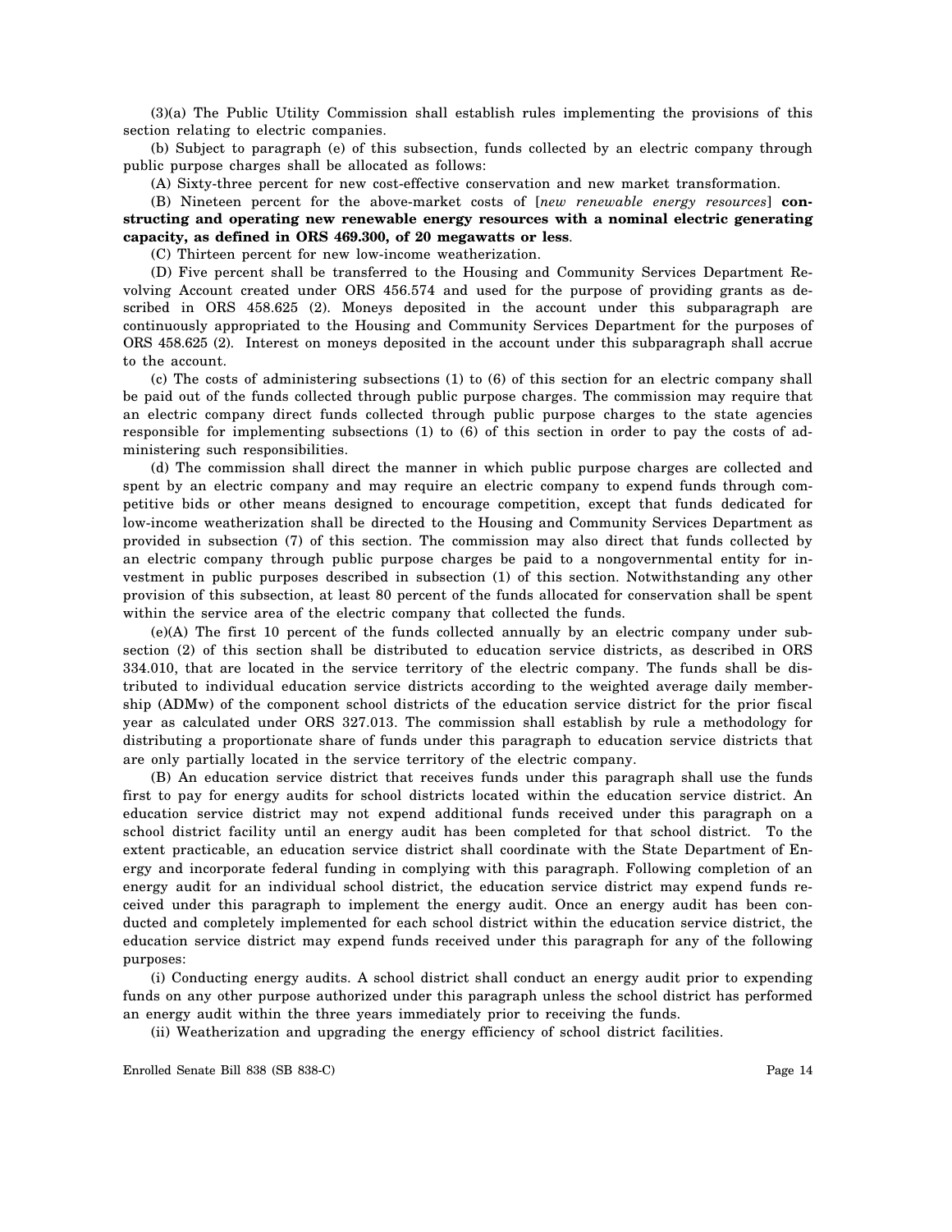(3)(a) The Public Utility Commission shall establish rules implementing the provisions of this section relating to electric companies.

(b) Subject to paragraph (e) of this subsection, funds collected by an electric company through public purpose charges shall be allocated as follows:

(A) Sixty-three percent for new cost-effective conservation and new market transformation.

(B) Nineteen percent for the above-market costs of [*new renewable energy resources*] **constructing and operating new renewable energy resources with a nominal electric generating capacity, as defined in ORS 469.300, of 20 megawatts or less**.

(C) Thirteen percent for new low-income weatherization.

(D) Five percent shall be transferred to the Housing and Community Services Department Revolving Account created under ORS 456.574 and used for the purpose of providing grants as described in ORS 458.625 (2). Moneys deposited in the account under this subparagraph are continuously appropriated to the Housing and Community Services Department for the purposes of ORS 458.625 (2). Interest on moneys deposited in the account under this subparagraph shall accrue to the account.

(c) The costs of administering subsections (1) to (6) of this section for an electric company shall be paid out of the funds collected through public purpose charges. The commission may require that an electric company direct funds collected through public purpose charges to the state agencies responsible for implementing subsections (1) to (6) of this section in order to pay the costs of administering such responsibilities.

(d) The commission shall direct the manner in which public purpose charges are collected and spent by an electric company and may require an electric company to expend funds through competitive bids or other means designed to encourage competition, except that funds dedicated for low-income weatherization shall be directed to the Housing and Community Services Department as provided in subsection (7) of this section. The commission may also direct that funds collected by an electric company through public purpose charges be paid to a nongovernmental entity for investment in public purposes described in subsection (1) of this section. Notwithstanding any other provision of this subsection, at least 80 percent of the funds allocated for conservation shall be spent within the service area of the electric company that collected the funds.

(e)(A) The first 10 percent of the funds collected annually by an electric company under subsection (2) of this section shall be distributed to education service districts, as described in ORS 334.010, that are located in the service territory of the electric company. The funds shall be distributed to individual education service districts according to the weighted average daily membership (ADMw) of the component school districts of the education service district for the prior fiscal year as calculated under ORS 327.013. The commission shall establish by rule a methodology for distributing a proportionate share of funds under this paragraph to education service districts that are only partially located in the service territory of the electric company.

(B) An education service district that receives funds under this paragraph shall use the funds first to pay for energy audits for school districts located within the education service district. An education service district may not expend additional funds received under this paragraph on a school district facility until an energy audit has been completed for that school district. To the extent practicable, an education service district shall coordinate with the State Department of Energy and incorporate federal funding in complying with this paragraph. Following completion of an energy audit for an individual school district, the education service district may expend funds received under this paragraph to implement the energy audit. Once an energy audit has been conducted and completely implemented for each school district within the education service district, the education service district may expend funds received under this paragraph for any of the following purposes:

(i) Conducting energy audits. A school district shall conduct an energy audit prior to expending funds on any other purpose authorized under this paragraph unless the school district has performed an energy audit within the three years immediately prior to receiving the funds.

(ii) Weatherization and upgrading the energy efficiency of school district facilities.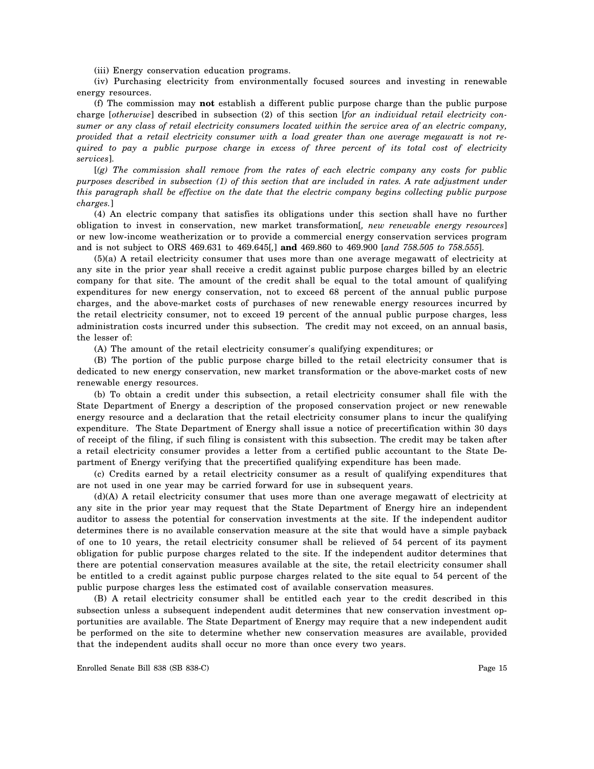(iii) Energy conservation education programs.

(iv) Purchasing electricity from environmentally focused sources and investing in renewable energy resources.

(f) The commission may **not** establish a different public purpose charge than the public purpose charge [*otherwise*] described in subsection (2) of this section [*for an individual retail electricity consumer or any class of retail electricity consumers located within the service area of an electric company, provided that a retail electricity consumer with a load greater than one average megawatt is not required to pay a public purpose charge in excess of three percent of its total cost of electricity services*].

[*(g) The commission shall remove from the rates of each electric company any costs for public purposes described in subsection (1) of this section that are included in rates. A rate adjustment under this paragraph shall be effective on the date that the electric company begins collecting public purpose charges.*]

(4) An electric company that satisfies its obligations under this section shall have no further obligation to invest in conservation, new market transformation[*, new renewable energy resources*] or new low-income weatherization or to provide a commercial energy conservation services program and is not subject to ORS 469.631 to 469.645[,] **and** 469.860 to 469.900 [*and 758.505 to 758.555*].

(5)(a) A retail electricity consumer that uses more than one average megawatt of electricity at any site in the prior year shall receive a credit against public purpose charges billed by an electric company for that site. The amount of the credit shall be equal to the total amount of qualifying expenditures for new energy conservation, not to exceed 68 percent of the annual public purpose charges, and the above-market costs of purchases of new renewable energy resources incurred by the retail electricity consumer, not to exceed 19 percent of the annual public purpose charges, less administration costs incurred under this subsection. The credit may not exceed, on an annual basis, the lesser of:

(A) The amount of the retail electricity consumer's qualifying expenditures; or

(B) The portion of the public purpose charge billed to the retail electricity consumer that is dedicated to new energy conservation, new market transformation or the above-market costs of new renewable energy resources.

(b) To obtain a credit under this subsection, a retail electricity consumer shall file with the State Department of Energy a description of the proposed conservation project or new renewable energy resource and a declaration that the retail electricity consumer plans to incur the qualifying expenditure. The State Department of Energy shall issue a notice of precertification within 30 days of receipt of the filing, if such filing is consistent with this subsection. The credit may be taken after a retail electricity consumer provides a letter from a certified public accountant to the State Department of Energy verifying that the precertified qualifying expenditure has been made.

(c) Credits earned by a retail electricity consumer as a result of qualifying expenditures that are not used in one year may be carried forward for use in subsequent years.

(d)(A) A retail electricity consumer that uses more than one average megawatt of electricity at any site in the prior year may request that the State Department of Energy hire an independent auditor to assess the potential for conservation investments at the site. If the independent auditor determines there is no available conservation measure at the site that would have a simple payback of one to 10 years, the retail electricity consumer shall be relieved of 54 percent of its payment obligation for public purpose charges related to the site. If the independent auditor determines that there are potential conservation measures available at the site, the retail electricity consumer shall be entitled to a credit against public purpose charges related to the site equal to 54 percent of the public purpose charges less the estimated cost of available conservation measures.

(B) A retail electricity consumer shall be entitled each year to the credit described in this subsection unless a subsequent independent audit determines that new conservation investment opportunities are available. The State Department of Energy may require that a new independent audit be performed on the site to determine whether new conservation measures are available, provided that the independent audits shall occur no more than once every two years.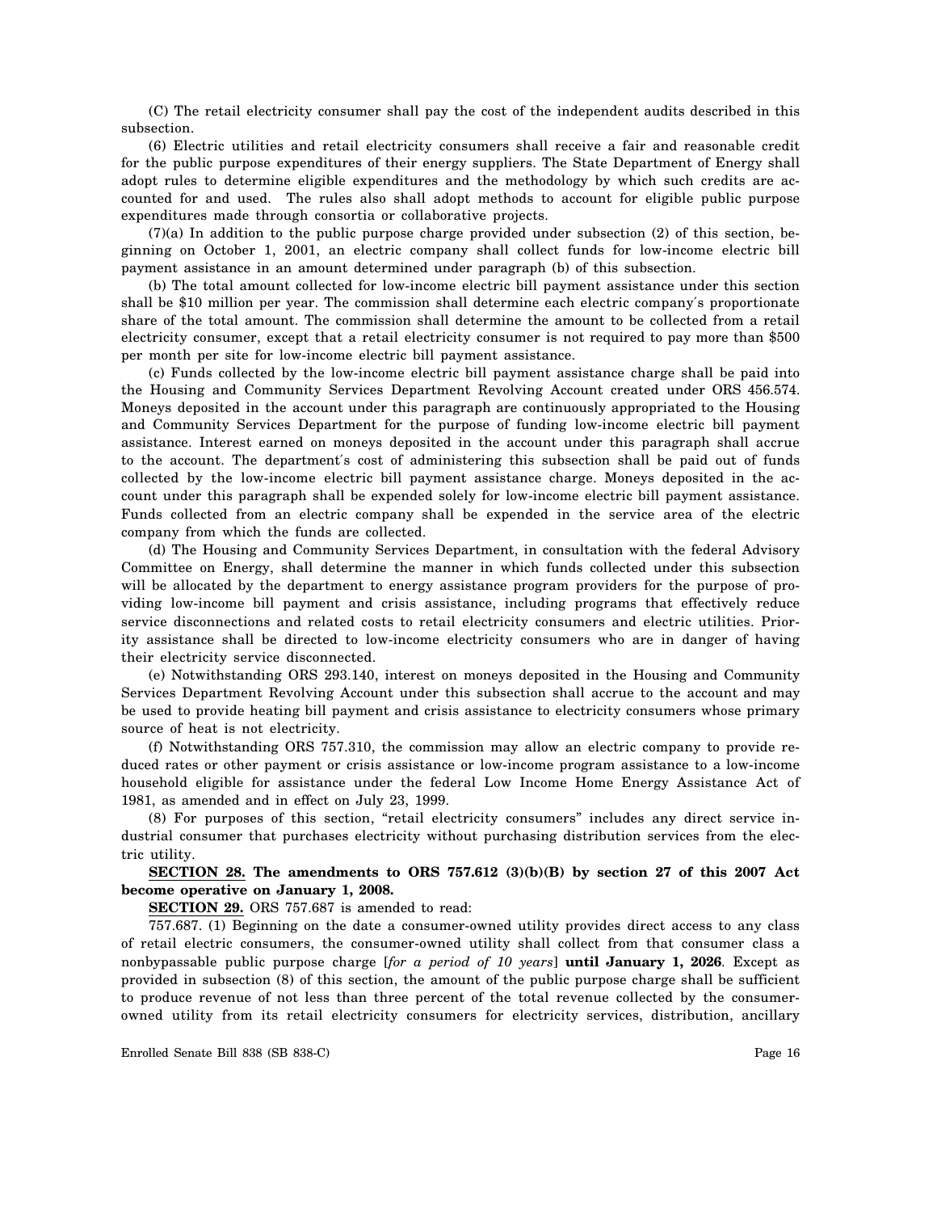(C) The retail electricity consumer shall pay the cost of the independent audits described in this subsection.

(6) Electric utilities and retail electricity consumers shall receive a fair and reasonable credit for the public purpose expenditures of their energy suppliers. The State Department of Energy shall adopt rules to determine eligible expenditures and the methodology by which such credits are accounted for and used. The rules also shall adopt methods to account for eligible public purpose expenditures made through consortia or collaborative projects.

(7)(a) In addition to the public purpose charge provided under subsection (2) of this section, beginning on October 1, 2001, an electric company shall collect funds for low-income electric bill payment assistance in an amount determined under paragraph (b) of this subsection.

(b) The total amount collected for low-income electric bill payment assistance under this section shall be $10 million per year. The commission shall determine each electric company's proportionate share of the total amount. The commission shall determine the amount to be collected from a retail electricity consumer, except that a retail electricity consumer is not required to pay more than $500 per month per site for low-income electric bill payment assistance.

(c) Funds collected by the low-income electric bill payment assistance charge shall be paid into the Housing and Community Services Department Revolving Account created under ORS 456.574. Moneys deposited in the account under this paragraph are continuously appropriated to the Housing and Community Services Department for the purpose of funding low-income electric bill payment assistance. Interest earned on moneys deposited in the account under this paragraph shall accrue to the account. The department's cost of administering this subsection shall be paid out of funds collected by the low-income electric bill payment assistance charge. Moneys deposited in the account under this paragraph shall be expended solely for low-income electric bill payment assistance. Funds collected from an electric company shall be expended in the service area of the electric company from which the funds are collected.

(d) The Housing and Community Services Department, in consultation with the federal Advisory Committee on Energy, shall determine the manner in which funds collected under this subsection will be allocated by the department to energy assistance program providers for the purpose of providing low-income bill payment and crisis assistance, including programs that effectively reduce service disconnections and related costs to retail electricity consumers and electric utilities. Priority assistance shall be directed to low-income electricity consumers who are in danger of having their electricity service disconnected.

(e) Notwithstanding ORS 293.140, interest on moneys deposited in the Housing and Community Services Department Revolving Account under this subsection shall accrue to the account and may be used to provide heating bill payment and crisis assistance to electricity consumers whose primary source of heat is not electricity.

(f) Notwithstanding ORS 757.310, the commission may allow an electric company to provide reduced rates or other payment or crisis assistance or low-income program assistance to a low-income household eligible for assistance under the federal Low Income Home Energy Assistance Act of 1981, as amended and in effect on July 23, 1999.

(8) For purposes of this section, "retail electricity consumers" includes any direct service industrial consumer that purchases electricity without purchasing distribution services from the electric utility.

**SECTION 28. The amendments to ORS 757.612 (3)(b)(B) by section 27 of this 2007 Act become operative on January 1, 2008.**

**SECTION 29.** ORS 757.687 is amended to read:

757.687. (1) Beginning on the date a consumer-owned utility provides direct access to any class of retail electric consumers, the consumer-owned utility shall collect from that consumer class a nonbypassable public purpose charge [*for a period of 10 years*] **until January 1, 2026**. Except as provided in subsection (8) of this section, the amount of the public purpose charge shall be sufficient to produce revenue of not less than three percent of the total revenue collected by the consumer-owned utility from its retail electricity consumers for electricity services, distribution, ancillary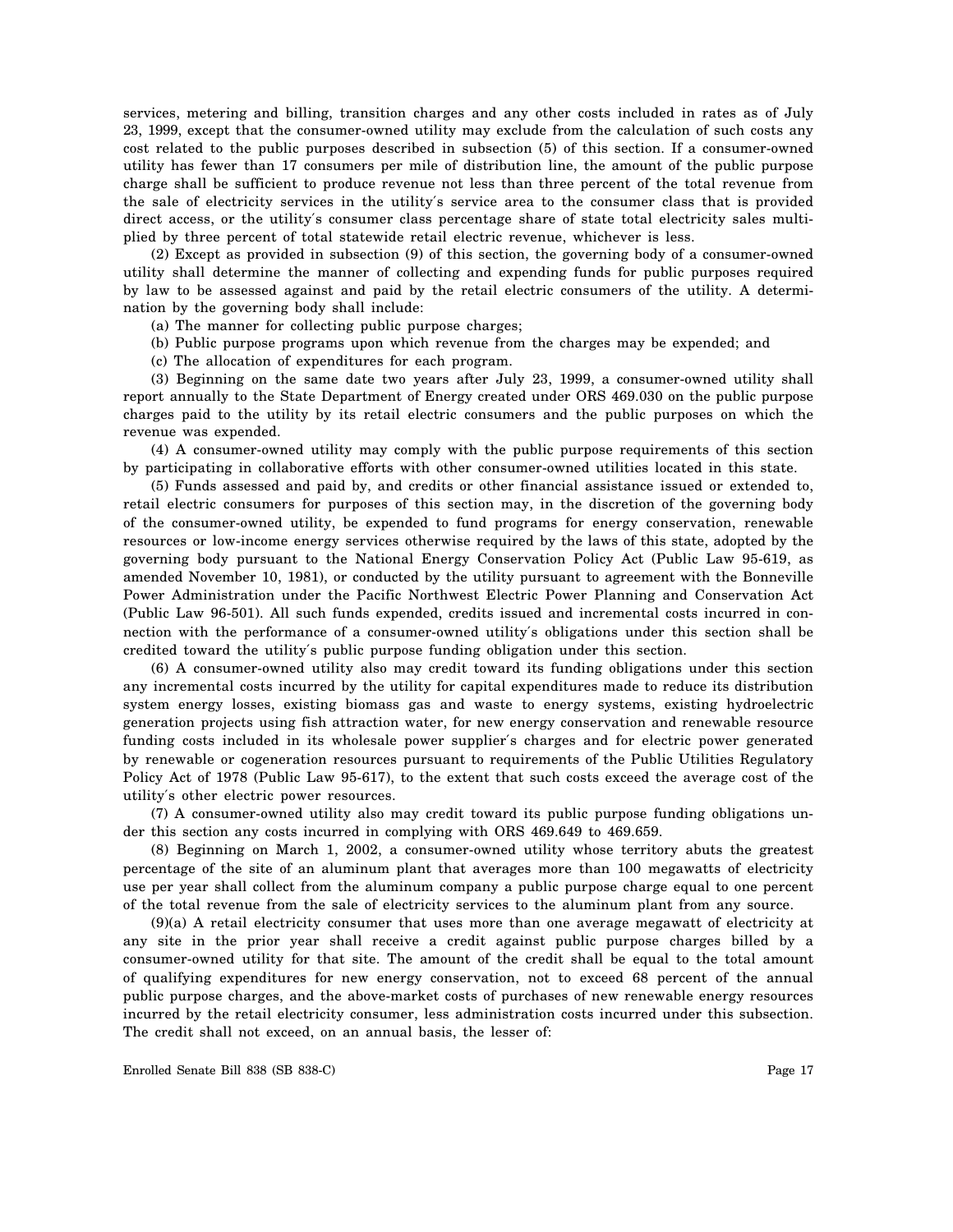services, metering and billing, transition charges and any other costs included in rates as of July 23, 1999, except that the consumer-owned utility may exclude from the calculation of such costs any cost related to the public purposes described in subsection (5) of this section. If a consumer-owned utility has fewer than 17 consumers per mile of distribution line, the amount of the public purpose charge shall be sufficient to produce revenue not less than three percent of the total revenue from the sale of electricity services in the utility′s service area to the consumer class that is provided direct access, or the utility′s consumer class percentage share of state total electricity sales multiplied by three percent of total statewide retail electric revenue, whichever is less.

(2) Except as provided in subsection (9) of this section, the governing body of a consumer-owned utility shall determine the manner of collecting and expending funds for public purposes required by law to be assessed against and paid by the retail electric consumers of the utility. A determination by the governing body shall include:

(a) The manner for collecting public purpose charges;

(b) Public purpose programs upon which revenue from the charges may be expended; and

(c) The allocation of expenditures for each program.

(3) Beginning on the same date two years after July 23, 1999, a consumer-owned utility shall report annually to the State Department of Energy created under ORS 469.030 on the public purpose charges paid to the utility by its retail electric consumers and the public purposes on which the revenue was expended.

(4) A consumer-owned utility may comply with the public purpose requirements of this section by participating in collaborative efforts with other consumer-owned utilities located in this state.

(5) Funds assessed and paid by, and credits or other financial assistance issued or extended to, retail electric consumers for purposes of this section may, in the discretion of the governing body of the consumer-owned utility, be expended to fund programs for energy conservation, renewable resources or low-income energy services otherwise required by the laws of this state, adopted by the governing body pursuant to the National Energy Conservation Policy Act (Public Law 95-619, as amended November 10, 1981), or conducted by the utility pursuant to agreement with the Bonneville Power Administration under the Pacific Northwest Electric Power Planning and Conservation Act (Public Law 96-501). All such funds expended, credits issued and incremental costs incurred in connection with the performance of a consumer-owned utility′s obligations under this section shall be credited toward the utility′s public purpose funding obligation under this section.

(6) A consumer-owned utility also may credit toward its funding obligations under this section any incremental costs incurred by the utility for capital expenditures made to reduce its distribution system energy losses, existing biomass gas and waste to energy systems, existing hydroelectric generation projects using fish attraction water, for new energy conservation and renewable resource funding costs included in its wholesale power supplier′s charges and for electric power generated by renewable or cogeneration resources pursuant to requirements of the Public Utilities Regulatory Policy Act of 1978 (Public Law 95-617), to the extent that such costs exceed the average cost of the utility′s other electric power resources.

(7) A consumer-owned utility also may credit toward its public purpose funding obligations under this section any costs incurred in complying with ORS 469.649 to 469.659.

(8) Beginning on March 1, 2002, a consumer-owned utility whose territory abuts the greatest percentage of the site of an aluminum plant that averages more than 100 megawatts of electricity use per year shall collect from the aluminum company a public purpose charge equal to one percent of the total revenue from the sale of electricity services to the aluminum plant from any source.

(9)(a) A retail electricity consumer that uses more than one average megawatt of electricity at any site in the prior year shall receive a credit against public purpose charges billed by a consumer-owned utility for that site. The amount of the credit shall be equal to the total amount of qualifying expenditures for new energy conservation, not to exceed 68 percent of the annual public purpose charges, and the above-market costs of purchases of new renewable energy resources incurred by the retail electricity consumer, less administration costs incurred under this subsection. The credit shall not exceed, on an annual basis, the lesser of: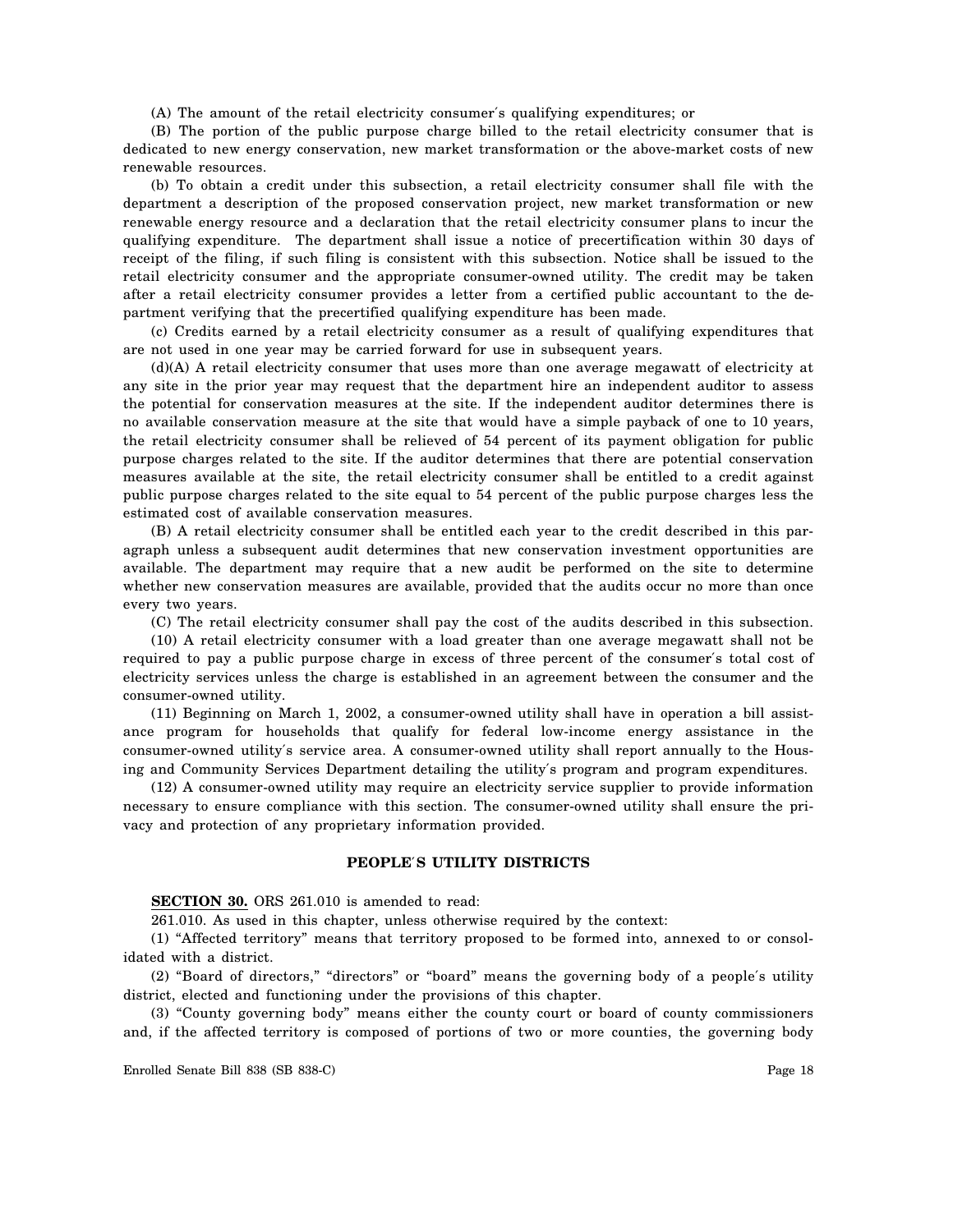(A) The amount of the retail electricity consumer′s qualifying expenditures; or

(B) The portion of the public purpose charge billed to the retail electricity consumer that is dedicated to new energy conservation, new market transformation or the above-market costs of new renewable resources.

(b) To obtain a credit under this subsection, a retail electricity consumer shall file with the department a description of the proposed conservation project, new market transformation or new renewable energy resource and a declaration that the retail electricity consumer plans to incur the qualifying expenditure. The department shall issue a notice of precertification within 30 days of receipt of the filing, if such filing is consistent with this subsection. Notice shall be issued to the retail electricity consumer and the appropriate consumer-owned utility. The credit may be taken after a retail electricity consumer provides a letter from a certified public accountant to the department verifying that the precertified qualifying expenditure has been made.

(c) Credits earned by a retail electricity consumer as a result of qualifying expenditures that are not used in one year may be carried forward for use in subsequent years.

(d)(A) A retail electricity consumer that uses more than one average megawatt of electricity at any site in the prior year may request that the department hire an independent auditor to assess the potential for conservation measures at the site. If the independent auditor determines there is no available conservation measure at the site that would have a simple payback of one to 10 years, the retail electricity consumer shall be relieved of 54 percent of its payment obligation for public purpose charges related to the site. If the auditor determines that there are potential conservation measures available at the site, the retail electricity consumer shall be entitled to a credit against public purpose charges related to the site equal to 54 percent of the public purpose charges less the estimated cost of available conservation measures.

(B) A retail electricity consumer shall be entitled each year to the credit described in this paragraph unless a subsequent audit determines that new conservation investment opportunities are available. The department may require that a new audit be performed on the site to determine whether new conservation measures are available, provided that the audits occur no more than once every two years.

(C) The retail electricity consumer shall pay the cost of the audits described in this subsection.

(10) A retail electricity consumer with a load greater than one average megawatt shall not be required to pay a public purpose charge in excess of three percent of the consumer′s total cost of electricity services unless the charge is established in an agreement between the consumer and the consumer-owned utility.

(11) Beginning on March 1, 2002, a consumer-owned utility shall have in operation a bill assistance program for households that qualify for federal low-income energy assistance in the consumer-owned utility′s service area. A consumer-owned utility shall report annually to the Housing and Community Services Department detailing the utility′s program and program expenditures.

(12) A consumer-owned utility may require an electricity service supplier to provide information necessary to ensure compliance with this section. The consumer-owned utility shall ensure the privacy and protection of any proprietary information provided.

## PEOPLE′S UTILITY DISTRICTS

**SECTION 30.** ORS 261.010 is amended to read:

261.010. As used in this chapter, unless otherwise required by the context:

(1) "Affected territory" means that territory proposed to be formed into, annexed to or consolidated with a district.

(2) "Board of directors," "directors" or "board" means the governing body of a people′s utility district, elected and functioning under the provisions of this chapter.

(3) "County governing body" means either the county court or board of county commissioners and, if the affected territory is composed of portions of two or more counties, the governing body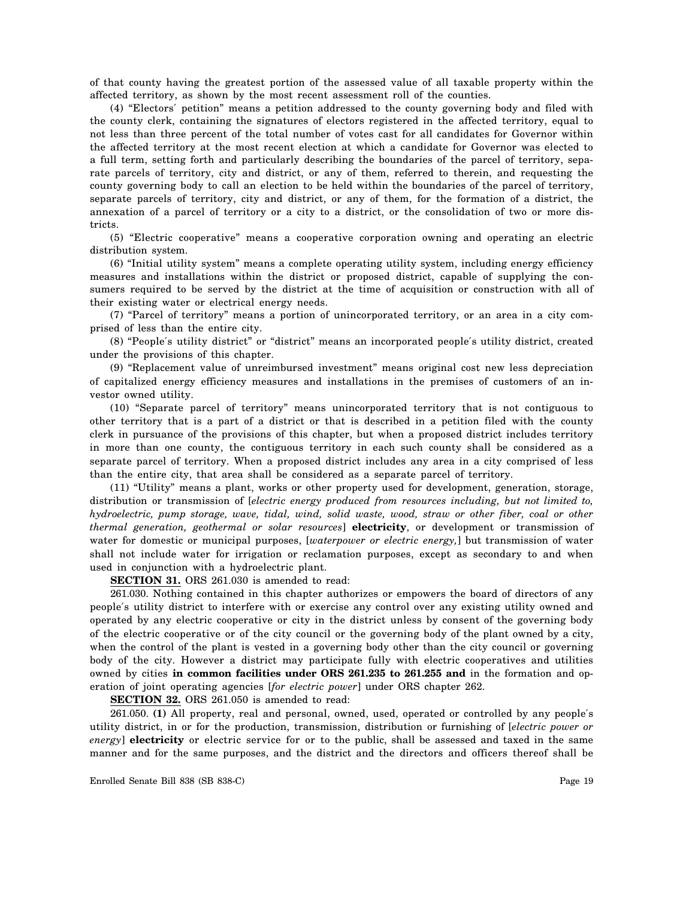of that county having the greatest portion of the assessed value of all taxable property within the affected territory, as shown by the most recent assessment roll of the counties.

(4) "Electors′ petition" means a petition addressed to the county governing body and filed with the county clerk, containing the signatures of electors registered in the affected territory, equal to not less than three percent of the total number of votes cast for all candidates for Governor within the affected territory at the most recent election at which a candidate for Governor was elected to a full term, setting forth and particularly describing the boundaries of the parcel of territory, separate parcels of territory, city and district, or any of them, referred to therein, and requesting the county governing body to call an election to be held within the boundaries of the parcel of territory, separate parcels of territory, city and district, or any of them, for the formation of a district, the annexation of a parcel of territory or a city to a district, or the consolidation of two or more districts.

(5) "Electric cooperative" means a cooperative corporation owning and operating an electric distribution system.

(6) "Initial utility system" means a complete operating utility system, including energy efficiency measures and installations within the district or proposed district, capable of supplying the consumers required to be served by the district at the time of acquisition or construction with all of their existing water or electrical energy needs.

(7) "Parcel of territory" means a portion of unincorporated territory, or an area in a city comprised of less than the entire city.

(8) "People′s utility district" or "district" means an incorporated people′s utility district, created under the provisions of this chapter.

(9) "Replacement value of unreimbursed investment" means original cost new less depreciation of capitalized energy efficiency measures and installations in the premises of customers of an investor owned utility.

(10) "Separate parcel of territory" means unincorporated territory that is not contiguous to other territory that is a part of a district or that is described in a petition filed with the county clerk in pursuance of the provisions of this chapter, but when a proposed district includes territory in more than one county, the contiguous territory in each such county shall be considered as a separate parcel of territory. When a proposed district includes any area in a city comprised of less than the entire city, that area shall be considered as a separate parcel of territory.

(11) "Utility" means a plant, works or other property used for development, generation, storage, distribution or transmission of [*electric energy produced from resources including, but not limited to, hydroelectric, pump storage, wave, tidal, wind, solid waste, wood, straw or other fiber, coal or other thermal generation, geothermal or solar resources*] **electricity**, or development or transmission of water for domestic or municipal purposes, [*waterpower or electric energy,*] but transmission of water shall not include water for irrigation or reclamation purposes, except as secondary to and when used in conjunction with a hydroelectric plant.

**SECTION 31.** ORS 261.030 is amended to read:

261.030. Nothing contained in this chapter authorizes or empowers the board of directors of any people′s utility district to interfere with or exercise any control over any existing utility owned and operated by any electric cooperative or city in the district unless by consent of the governing body of the electric cooperative or of the city council or the governing body of the plant owned by a city, when the control of the plant is vested in a governing body other than the city council or governing body of the city. However a district may participate fully with electric cooperatives and utilities owned by cities **in common facilities under ORS 261.235 to 261.255 and** in the formation and operation of joint operating agencies [*for electric power*] under ORS chapter 262.

**SECTION 32.** ORS 261.050 is amended to read:

261.050. **(1)** All property, real and personal, owned, used, operated or controlled by any people′s utility district, in or for the production, transmission, distribution or furnishing of [*electric power or energy*] **electricity** or electric service for or to the public, shall be assessed and taxed in the same manner and for the same purposes, and the district and the directors and officers thereof shall be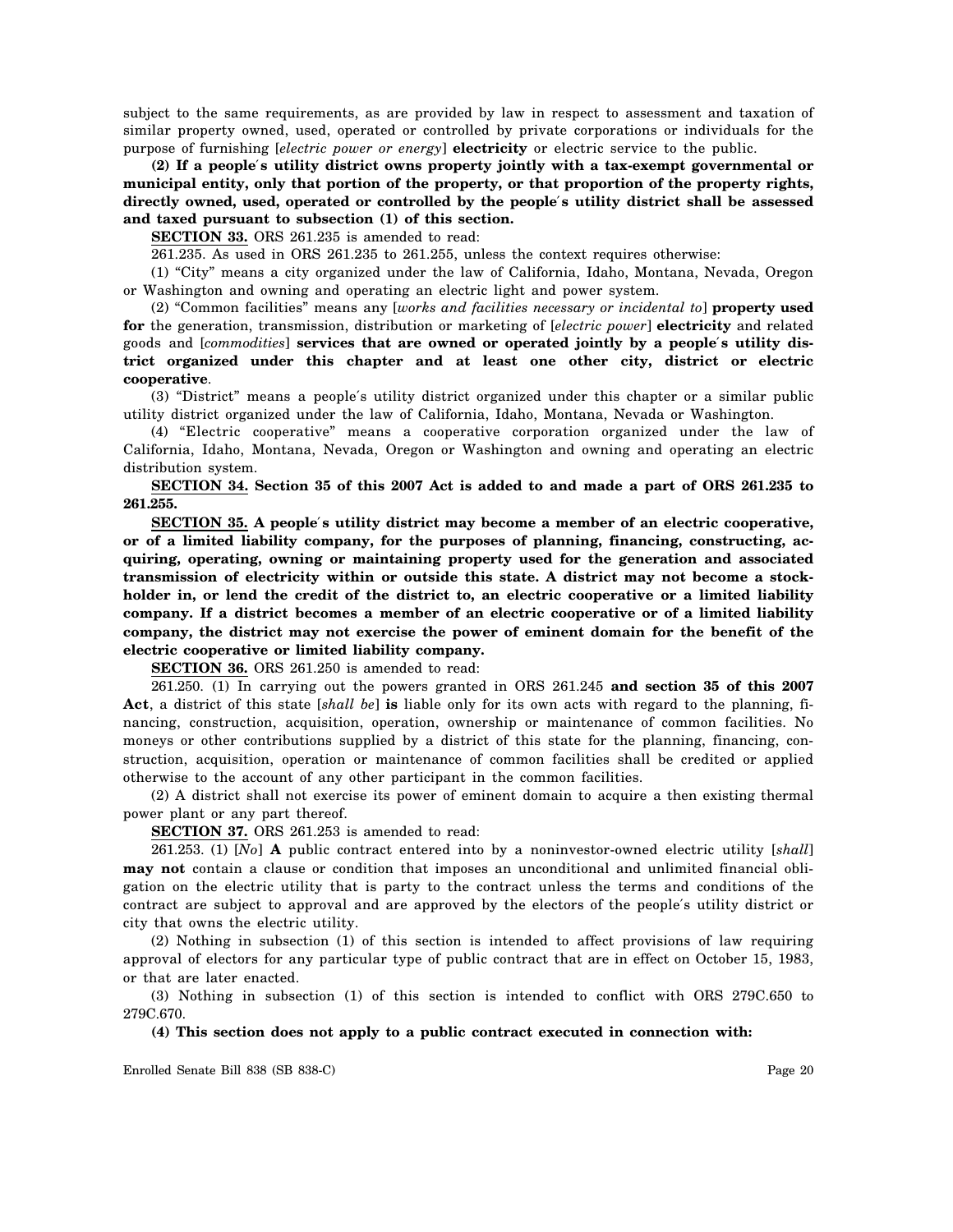subject to the same requirements, as are provided by law in respect to assessment and taxation of similar property owned, used, operated or controlled by private corporations or individuals for the purpose of furnishing [*electric power or energy*] **electricity** or electric service to the public.

**(2) If a people′s utility district owns property jointly with a tax-exempt governmental or municipal entity, only that portion of the property, or that proportion of the property rights, directly owned, used, operated or controlled by the people′s utility district shall be assessed and taxed pursuant to subsection (1) of this section.**

**SECTION 33.** ORS 261.235 is amended to read:

261.235. As used in ORS 261.235 to 261.255, unless the context requires otherwise:

(1) "City" means a city organized under the law of California, Idaho, Montana, Nevada, Oregon or Washington and owning and operating an electric light and power system.

(2) "Common facilities" means any [*works and facilities necessary or incidental to*] **property used for** the generation, transmission, distribution or marketing of [*electric power*] **electricity** and related goods and [*commodities*] **services that are owned or operated jointly by a people′s utility district organized under this chapter and at least one other city, district or electric cooperative**.

(3) "District" means a people′s utility district organized under this chapter or a similar public utility district organized under the law of California, Idaho, Montana, Nevada or Washington.

(4) "Electric cooperative" means a cooperative corporation organized under the law of California, Idaho, Montana, Nevada, Oregon or Washington and owning and operating an electric distribution system.

**SECTION 34. Section 35 of this 2007 Act is added to and made a part of ORS 261.235 to 261.255.**

**SECTION 35. A people′s utility district may become a member of an electric cooperative, or of a limited liability company, for the purposes of planning, financing, constructing, acquiring, operating, owning or maintaining property used for the generation and associated transmission of electricity within or outside this state. A district may not become a stockholder in, or lend the credit of the district to, an electric cooperative or a limited liability company. If a district becomes a member of an electric cooperative or of a limited liability company, the district may not exercise the power of eminent domain for the benefit of the electric cooperative or limited liability company.**

**SECTION 36.** ORS 261.250 is amended to read:

261.250. (1) In carrying out the powers granted in ORS 261.245 **and section 35 of this 2007 Act**, a district of this state [*shall be*] **is** liable only for its own acts with regard to the planning, financing, construction, acquisition, operation, ownership or maintenance of common facilities. No moneys or other contributions supplied by a district of this state for the planning, financing, construction, acquisition, operation or maintenance of common facilities shall be credited or applied otherwise to the account of any other participant in the common facilities.

(2) A district shall not exercise its power of eminent domain to acquire a then existing thermal power plant or any part thereof.

**SECTION 37.** ORS 261.253 is amended to read:

261.253. (1) [*No*] **A** public contract entered into by a noninvestor-owned electric utility [*shall*] **may not** contain a clause or condition that imposes an unconditional and unlimited financial obligation on the electric utility that is party to the contract unless the terms and conditions of the contract are subject to approval and are approved by the electors of the people′s utility district or city that owns the electric utility.

(2) Nothing in subsection (1) of this section is intended to affect provisions of law requiring approval of electors for any particular type of public contract that are in effect on October 15, 1983, or that are later enacted.

(3) Nothing in subsection (1) of this section is intended to conflict with ORS 279C.650 to 279C.670.

**(4) This section does not apply to a public contract executed in connection with:**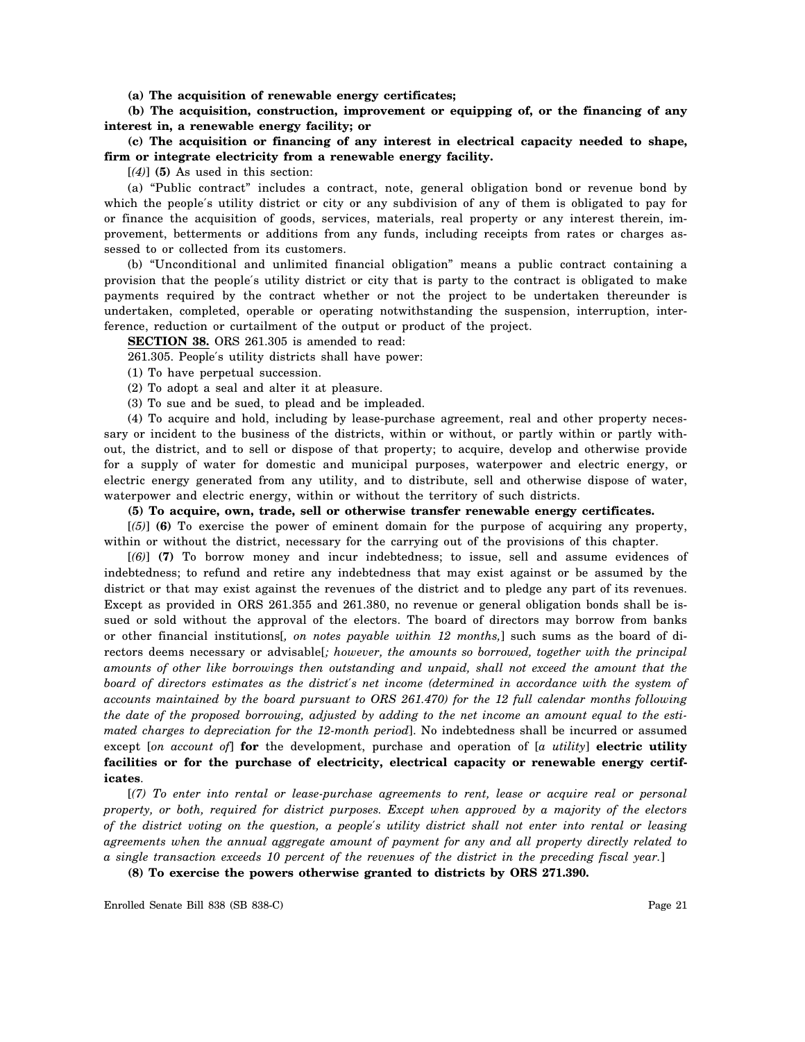**(a) The acquisition of renewable energy certificates;**

**(b) The acquisition, construction, improvement or equipping of, or the financing of any interest in, a renewable energy facility; or**

**(c) The acquisition or financing of any interest in electrical capacity needed to shape, firm or integrate electricity from a renewable energy facility.**

[*(4)*] **(5)** As used in this section:

(a) "Public contract" includes a contract, note, general obligation bond or revenue bond by which the people's utility district or city or any subdivision of any of them is obligated to pay for or finance the acquisition of goods, services, materials, real property or any interest therein, improvement, betterments or additions from any funds, including receipts from rates or charges assessed to or collected from its customers.

(b) "Unconditional and unlimited financial obligation" means a public contract containing a provision that the people's utility district or city that is party to the contract is obligated to make payments required by the contract whether or not the project to be undertaken thereunder is undertaken, completed, operable or operating notwithstanding the suspension, interruption, interference, reduction or curtailment of the output or product of the project.

**SECTION 38.** ORS 261.305 is amended to read:

261.305. People's utility districts shall have power:

(1) To have perpetual succession.

(2) To adopt a seal and alter it at pleasure.

(3) To sue and be sued, to plead and be impleaded.

(4) To acquire and hold, including by lease-purchase agreement, real and other property necessary or incident to the business of the districts, within or without, or partly within or partly without, the district, and to sell or dispose of that property; to acquire, develop and otherwise provide for a supply of water for domestic and municipal purposes, waterpower and electric energy, or electric energy generated from any utility, and to distribute, sell and otherwise dispose of water, waterpower and electric energy, within or without the territory of such districts.

**(5) To acquire, own, trade, sell or otherwise transfer renewable energy certificates.**

[*(5)*] **(6)** To exercise the power of eminent domain for the purpose of acquiring any property, within or without the district, necessary for the carrying out of the provisions of this chapter.

[*(6)*] **(7)** To borrow money and incur indebtedness; to issue, sell and assume evidences of indebtedness; to refund and retire any indebtedness that may exist against or be assumed by the district or that may exist against the revenues of the district and to pledge any part of its revenues. Except as provided in ORS 261.355 and 261.380, no revenue or general obligation bonds shall be issued or sold without the approval of the electors. The board of directors may borrow from banks or other financial institutions[*, on notes payable within 12 months,*] such sums as the board of directors deems necessary or advisable[*; however, the amounts so borrowed, together with the principal amounts of other like borrowings then outstanding and unpaid, shall not exceed the amount that the board of directors estimates as the district's net income (determined in accordance with the system of accounts maintained by the board pursuant to ORS 261.470) for the 12 full calendar months following the date of the proposed borrowing, adjusted by adding to the net income an amount equal to the estimated charges to depreciation for the 12-month period*]. No indebtedness shall be incurred or assumed except [*on account of*] **for** the development, purchase and operation of [*a utility*] **electric utility facilities or for the purchase of electricity, electrical capacity or renewable energy certificates**.

[*(7) To enter into rental or lease-purchase agreements to rent, lease or acquire real or personal property, or both, required for district purposes. Except when approved by a majority of the electors of the district voting on the question, a people's utility district shall not enter into rental or leasing agreements when the annual aggregate amount of payment for any and all property directly related to a single transaction exceeds 10 percent of the revenues of the district in the preceding fiscal year.*]

**(8) To exercise the powers otherwise granted to districts by ORS 271.390.**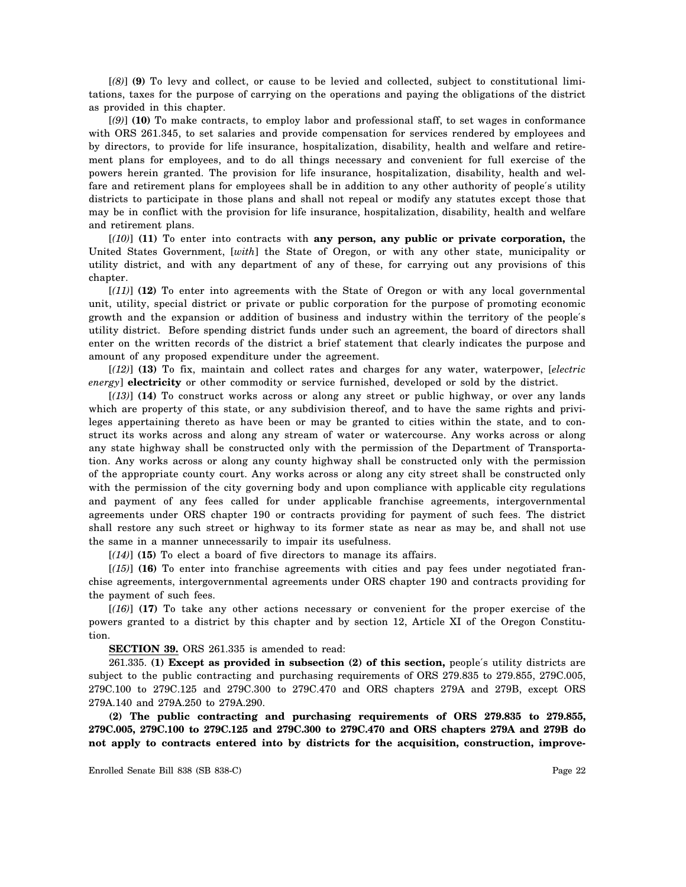[*(8)*] **(9)** To levy and collect, or cause to be levied and collected, subject to constitutional limitations, taxes for the purpose of carrying on the operations and paying the obligations of the district as provided in this chapter.

[*(9)*] **(10)** To make contracts, to employ labor and professional staff, to set wages in conformance with ORS 261.345, to set salaries and provide compensation for services rendered by employees and by directors, to provide for life insurance, hospitalization, disability, health and welfare and retirement plans for employees, and to do all things necessary and convenient for full exercise of the powers herein granted. The provision for life insurance, hospitalization, disability, health and welfare and retirement plans for employees shall be in addition to any other authority of people's utility districts to participate in those plans and shall not repeal or modify any statutes except those that may be in conflict with the provision for life insurance, hospitalization, disability, health and welfare and retirement plans.

[*(10)*] **(11)** To enter into contracts with **any person, any public or private corporation,** the United States Government, [*with*] the State of Oregon, or with any other state, municipality or utility district, and with any department of any of these, for carrying out any provisions of this chapter.

[*(11)*] **(12)** To enter into agreements with the State of Oregon or with any local governmental unit, utility, special district or private or public corporation for the purpose of promoting economic growth and the expansion or addition of business and industry within the territory of the people's utility district. Before spending district funds under such an agreement, the board of directors shall enter on the written records of the district a brief statement that clearly indicates the purpose and amount of any proposed expenditure under the agreement.

[*(12)*] **(13)** To fix, maintain and collect rates and charges for any water, waterpower, [*electric energy*] **electricity** or other commodity or service furnished, developed or sold by the district.

[*(13)*] **(14)** To construct works across or along any street or public highway, or over any lands which are property of this state, or any subdivision thereof, and to have the same rights and privileges appertaining thereto as have been or may be granted to cities within the state, and to construct its works across and along any stream of water or watercourse. Any works across or along any state highway shall be constructed only with the permission of the Department of Transportation. Any works across or along any county highway shall be constructed only with the permission of the appropriate county court. Any works across or along any city street shall be constructed only with the permission of the city governing body and upon compliance with applicable city regulations and payment of any fees called for under applicable franchise agreements, intergovernmental agreements under ORS chapter 190 or contracts providing for payment of such fees. The district shall restore any such street or highway to its former state as near as may be, and shall not use the same in a manner unnecessarily to impair its usefulness.

[*(14)*] **(15)** To elect a board of five directors to manage its affairs.

[*(15)*] **(16)** To enter into franchise agreements with cities and pay fees under negotiated franchise agreements, intergovernmental agreements under ORS chapter 190 and contracts providing for the payment of such fees.

[*(16)*] **(17)** To take any other actions necessary or convenient for the proper exercise of the powers granted to a district by this chapter and by section 12, Article XI of the Oregon Constitution.

**SECTION 39.** ORS 261.335 is amended to read:

261.335. **(1) Except as provided in subsection (2) of this section,** people's utility districts are subject to the public contracting and purchasing requirements of ORS 279.835 to 279.855, 279C.005, 279C.100 to 279C.125 and 279C.300 to 279C.470 and ORS chapters 279A and 279B, except ORS 279A.140 and 279A.250 to 279A.290.

**(2) The public contracting and purchasing requirements of ORS 279.835 to 279.855, 279C.005, 279C.100 to 279C.125 and 279C.300 to 279C.470 and ORS chapters 279A and 279B do not apply to contracts entered into by districts for the acquisition, construction, improve-**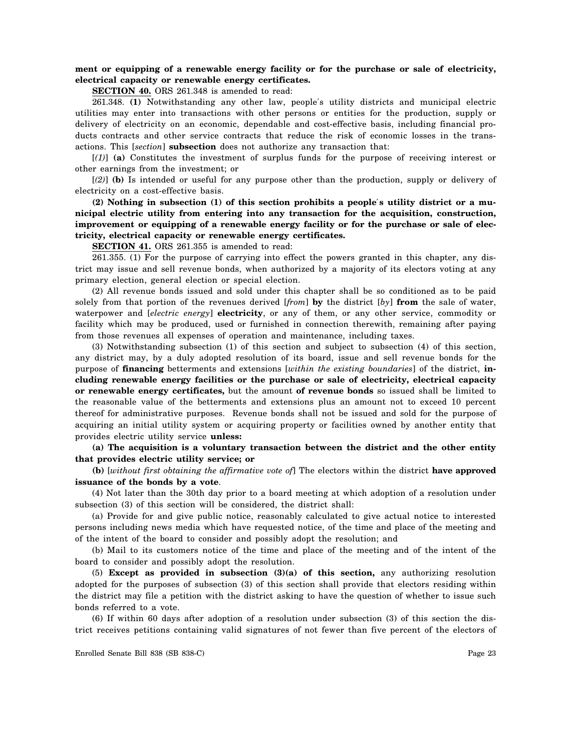**ment or equipping of a renewable energy facility or for the purchase or sale of electricity, electrical capacity or renewable energy certificates.**

**SECTION 40.** ORS 261.348 is amended to read:

261.348. **(1)** Notwithstanding any other law, people's utility districts and municipal electric utilities may enter into transactions with other persons or entities for the production, supply or delivery of electricity on an economic, dependable and cost-effective basis, including financial products contracts and other service contracts that reduce the risk of economic losses in the transactions. This [*section*] **subsection** does not authorize any transaction that:

[*(1)*] **(a)** Constitutes the investment of surplus funds for the purpose of receiving interest or other earnings from the investment; or

[*(2)*] **(b)** Is intended or useful for any purpose other than the production, supply or delivery of electricity on a cost-effective basis.

**(2) Nothing in subsection (1) of this section prohibits a people's utility district or a municipal electric utility from entering into any transaction for the acquisition, construction, improvement or equipping of a renewable energy facility or for the purchase or sale of electricity, electrical capacity or renewable energy certificates.**

**SECTION 41.** ORS 261.355 is amended to read:

261.355. (1) For the purpose of carrying into effect the powers granted in this chapter, any district may issue and sell revenue bonds, when authorized by a majority of its electors voting at any primary election, general election or special election.

(2) All revenue bonds issued and sold under this chapter shall be so conditioned as to be paid solely from that portion of the revenues derived [*from*] **by** the district [*by*] **from** the sale of water, waterpower and [*electric energy*] **electricity**, or any of them, or any other service, commodity or facility which may be produced, used or furnished in connection therewith, remaining after paying from those revenues all expenses of operation and maintenance, including taxes.

(3) Notwithstanding subsection (1) of this section and subject to subsection (4) of this section, any district may, by a duly adopted resolution of its board, issue and sell revenue bonds for the purpose of **financing** betterments and extensions [*within the existing boundaries*] of the district, **including renewable energy facilities or the purchase or sale of electricity, electrical capacity or renewable energy certificates,** but the amount **of revenue bonds** so issued shall be limited to the reasonable value of the betterments and extensions plus an amount not to exceed 10 percent thereof for administrative purposes. Revenue bonds shall not be issued and sold for the purpose of acquiring an initial utility system or acquiring property or facilities owned by another entity that provides electric utility service **unless:**

**(a) The acquisition is a voluntary transaction between the district and the other entity that provides electric utility service; or**

**(b)** [*without first obtaining the affirmative vote of*] The electors within the district **have approved issuance of the bonds by a vote**.

(4) Not later than the 30th day prior to a board meeting at which adoption of a resolution under subsection (3) of this section will be considered, the district shall:

(a) Provide for and give public notice, reasonably calculated to give actual notice to interested persons including news media which have requested notice, of the time and place of the meeting and of the intent of the board to consider and possibly adopt the resolution; and

(b) Mail to its customers notice of the time and place of the meeting and of the intent of the board to consider and possibly adopt the resolution.

(5) **Except as provided in subsection (3)(a) of this section,** any authorizing resolution adopted for the purposes of subsection (3) of this section shall provide that electors residing within the district may file a petition with the district asking to have the question of whether to issue such bonds referred to a vote.

(6) If within 60 days after adoption of a resolution under subsection (3) of this section the district receives petitions containing valid signatures of not fewer than five percent of the electors of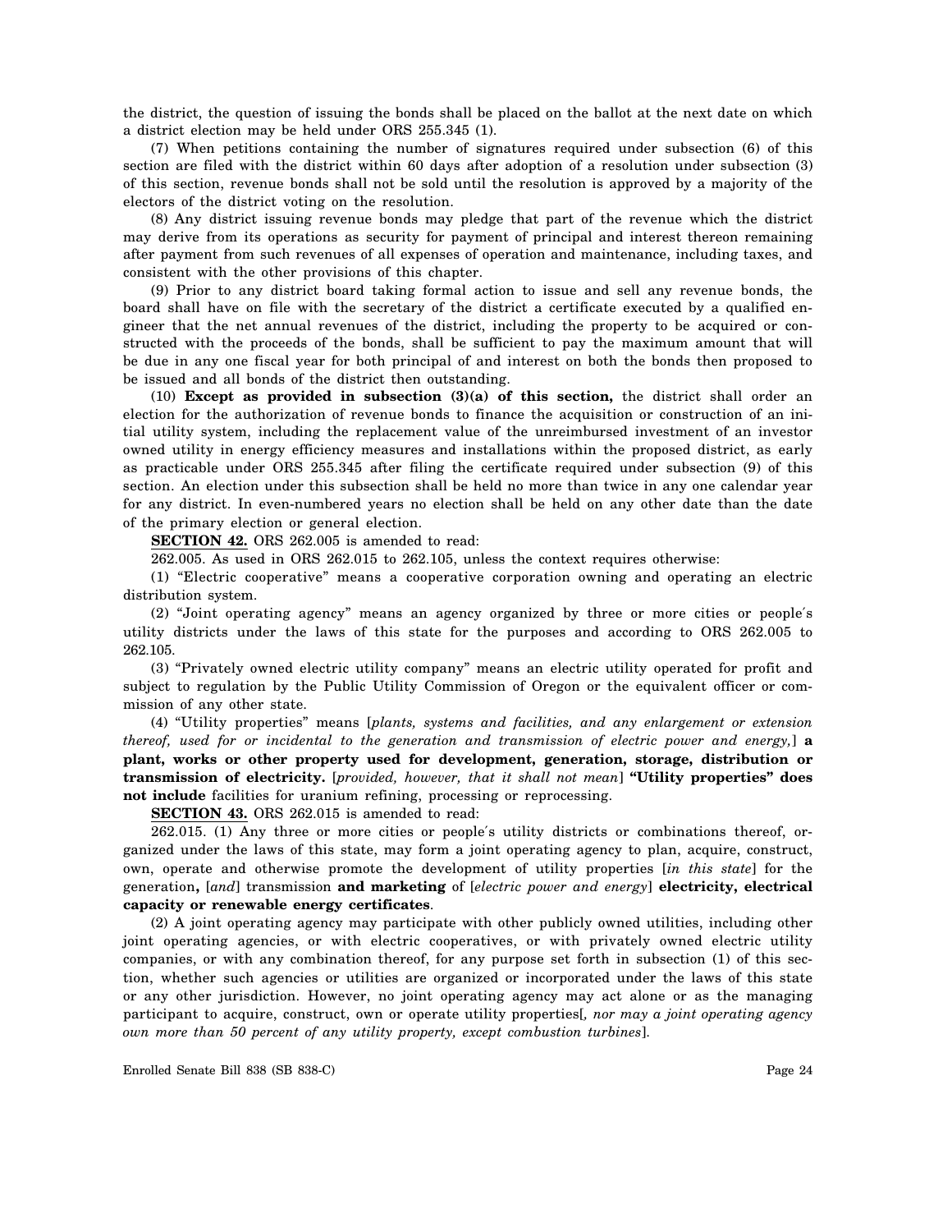the district, the question of issuing the bonds shall be placed on the ballot at the next date on which a district election may be held under ORS 255.345 (1).

(7) When petitions containing the number of signatures required under subsection (6) of this section are filed with the district within 60 days after adoption of a resolution under subsection (3) of this section, revenue bonds shall not be sold until the resolution is approved by a majority of the electors of the district voting on the resolution.

(8) Any district issuing revenue bonds may pledge that part of the revenue which the district may derive from its operations as security for payment of principal and interest thereon remaining after payment from such revenues of all expenses of operation and maintenance, including taxes, and consistent with the other provisions of this chapter.

(9) Prior to any district board taking formal action to issue and sell any revenue bonds, the board shall have on file with the secretary of the district a certificate executed by a qualified engineer that the net annual revenues of the district, including the property to be acquired or constructed with the proceeds of the bonds, shall be sufficient to pay the maximum amount that will be due in any one fiscal year for both principal of and interest on both the bonds then proposed to be issued and all bonds of the district then outstanding.

(10) **Except as provided in subsection (3)(a) of this section,** the district shall order an election for the authorization of revenue bonds to finance the acquisition or construction of an initial utility system, including the replacement value of the unreimbursed investment of an investor owned utility in energy efficiency measures and installations within the proposed district, as early as practicable under ORS 255.345 after filing the certificate required under subsection (9) of this section. An election under this subsection shall be held no more than twice in any one calendar year for any district. In even-numbered years no election shall be held on any other date than the date of the primary election or general election.

**SECTION 42.** ORS 262.005 is amended to read:

262.005. As used in ORS 262.015 to 262.105, unless the context requires otherwise:

(1) "Electric cooperative" means a cooperative corporation owning and operating an electric distribution system.

(2) "Joint operating agency" means an agency organized by three or more cities or people's utility districts under the laws of this state for the purposes and according to ORS 262.005 to 262.105.

(3) "Privately owned electric utility company" means an electric utility operated for profit and subject to regulation by the Public Utility Commission of Oregon or the equivalent officer or commission of any other state.

(4) "Utility properties" means [*plants, systems and facilities, and any enlargement or extension thereof, used for or incidental to the generation and transmission of electric power and energy,*] **a plant, works or other property used for development, generation, storage, distribution or transmission of electricity.** [*provided, however, that it shall not mean*] **"Utility properties" does not include** facilities for uranium refining, processing or reprocessing.

**SECTION 43.** ORS 262.015 is amended to read:

262.015. (1) Any three or more cities or people's utility districts or combinations thereof, organized under the laws of this state, may form a joint operating agency to plan, acquire, construct, own, operate and otherwise promote the development of utility properties [*in this state*] for the generation**,** [*and*] transmission **and marketing** of [*electric power and energy*] **electricity, electrical capacity or renewable energy certificates**.

(2) A joint operating agency may participate with other publicly owned utilities, including other joint operating agencies, or with electric cooperatives, or with privately owned electric utility companies, or with any combination thereof, for any purpose set forth in subsection (1) of this section, whether such agencies or utilities are organized or incorporated under the laws of this state or any other jurisdiction. However, no joint operating agency may act alone or as the managing participant to acquire, construct, own or operate utility properties[*, nor may a joint operating agency own more than 50 percent of any utility property, except combustion turbines*].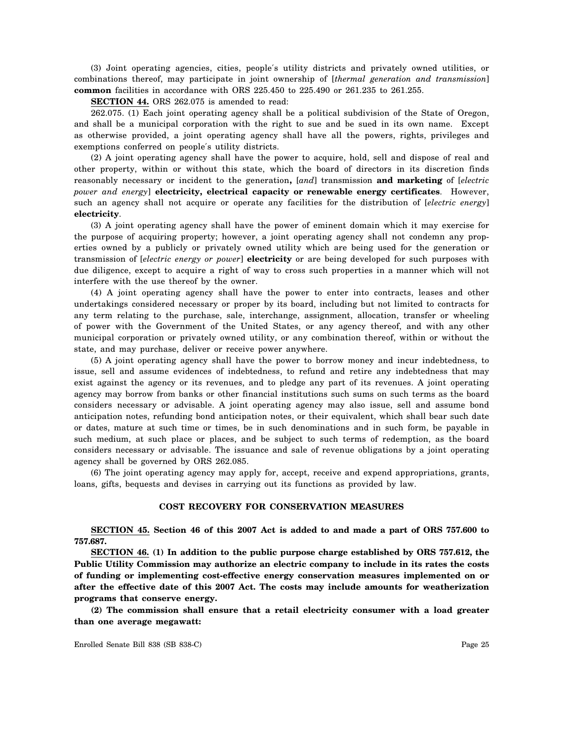(3) Joint operating agencies, cities, people's utility districts and privately owned utilities, or combinations thereof, may participate in joint ownership of [*thermal generation and transmission*] **common** facilities in accordance with ORS 225.450 to 225.490 or 261.235 to 261.255.

**SECTION 44.** ORS 262.075 is amended to read:

262.075. (1) Each joint operating agency shall be a political subdivision of the State of Oregon, and shall be a municipal corporation with the right to sue and be sued in its own name. Except as otherwise provided, a joint operating agency shall have all the powers, rights, privileges and exemptions conferred on people's utility districts.

(2) A joint operating agency shall have the power to acquire, hold, sell and dispose of real and other property, within or without this state, which the board of directors in its discretion finds reasonably necessary or incident to the generation**,** [*and*] transmission **and marketing** of [*electric power and energy*] **electricity, electrical capacity or renewable energy certificates**. However, such an agency shall not acquire or operate any facilities for the distribution of [*electric energy*] **electricity**.

(3) A joint operating agency shall have the power of eminent domain which it may exercise for the purpose of acquiring property; however, a joint operating agency shall not condemn any properties owned by a publicly or privately owned utility which are being used for the generation or transmission of [*electric energy or power*] **electricity** or are being developed for such purposes with due diligence, except to acquire a right of way to cross such properties in a manner which will not interfere with the use thereof by the owner.

(4) A joint operating agency shall have the power to enter into contracts, leases and other undertakings considered necessary or proper by its board, including but not limited to contracts for any term relating to the purchase, sale, interchange, assignment, allocation, transfer or wheeling of power with the Government of the United States, or any agency thereof, and with any other municipal corporation or privately owned utility, or any combination thereof, within or without the state, and may purchase, deliver or receive power anywhere.

(5) A joint operating agency shall have the power to borrow money and incur indebtedness, to issue, sell and assume evidences of indebtedness, to refund and retire any indebtedness that may exist against the agency or its revenues, and to pledge any part of its revenues. A joint operating agency may borrow from banks or other financial institutions such sums on such terms as the board considers necessary or advisable. A joint operating agency may also issue, sell and assume bond anticipation notes, refunding bond anticipation notes, or their equivalent, which shall bear such date or dates, mature at such time or times, be in such denominations and in such form, be payable in such medium, at such place or places, and be subject to such terms of redemption, as the board considers necessary or advisable. The issuance and sale of revenue obligations by a joint operating agency shall be governed by ORS 262.085.

(6) The joint operating agency may apply for, accept, receive and expend appropriations, grants, loans, gifts, bequests and devises in carrying out its functions as provided by law.

## COST RECOVERY FOR CONSERVATION MEASURES

**SECTION 45. Section 46 of this 2007 Act is added to and made a part of ORS 757.600 to 757.687.**

**SECTION 46. (1) In addition to the public purpose charge established by ORS 757.612, the Public Utility Commission may authorize an electric company to include in its rates the costs of funding or implementing cost-effective energy conservation measures implemented on or after the effective date of this 2007 Act. The costs may include amounts for weatherization programs that conserve energy.**

**(2) The commission shall ensure that a retail electricity consumer with a load greater than one average megawatt:**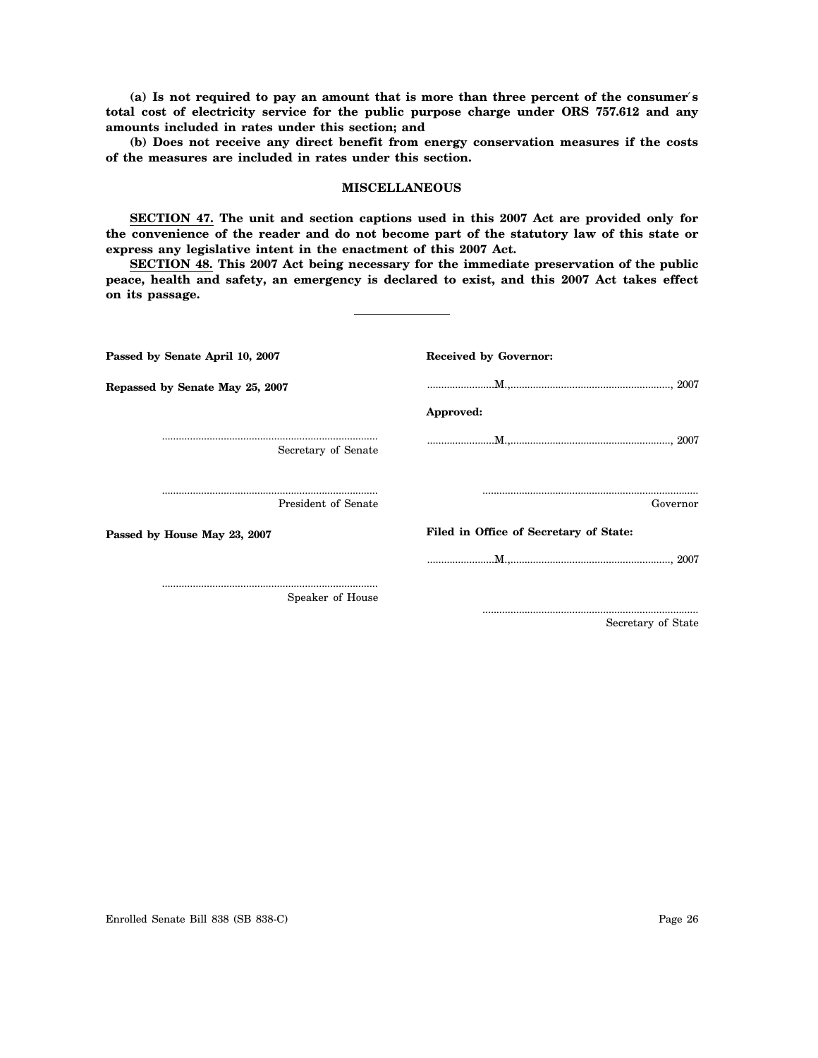**(a) Is not required to pay an amount that is more than three percent of the consumer′s total cost of electricity service for the public purpose charge under ORS 757.612 and any amounts included in rates under this section; and**

**(b) Does not receive any direct benefit from energy conservation measures if the costs of the measures are included in rates under this section.**

**MISCELLANEOUS**

**SECTION 47. The unit and section captions used in this 2007 Act are provided only for the convenience of the reader and do not become part of the statutory law of this state or express any legislative intent in the enactment of this 2007 Act.**

**SECTION 48. This 2007 Act being necessary for the immediate preservation of the public peace, health and safety, an emergency is declared to exist, and this 2007 Act takes effect on its passage.**

---

**Passed by Senate April 10, 2007**

**Repassed by Senate May 25, 2007**

............................................................................
Secretary of Senate

............................................................................
President of Senate

**Passed by House May 23, 2007**

............................................................................
Speaker of House

**Received by Governor:**

........................M.,.........................................................., 2007

**Approved:**

........................M.,.........................................................., 2007

............................................................................
Governor

**Filed in Office of Secretary of State:**

........................M.,.........................................................., 2007

............................................................................
Secretary of State

Enrolled Senate Bill 838 (SB 838-C)